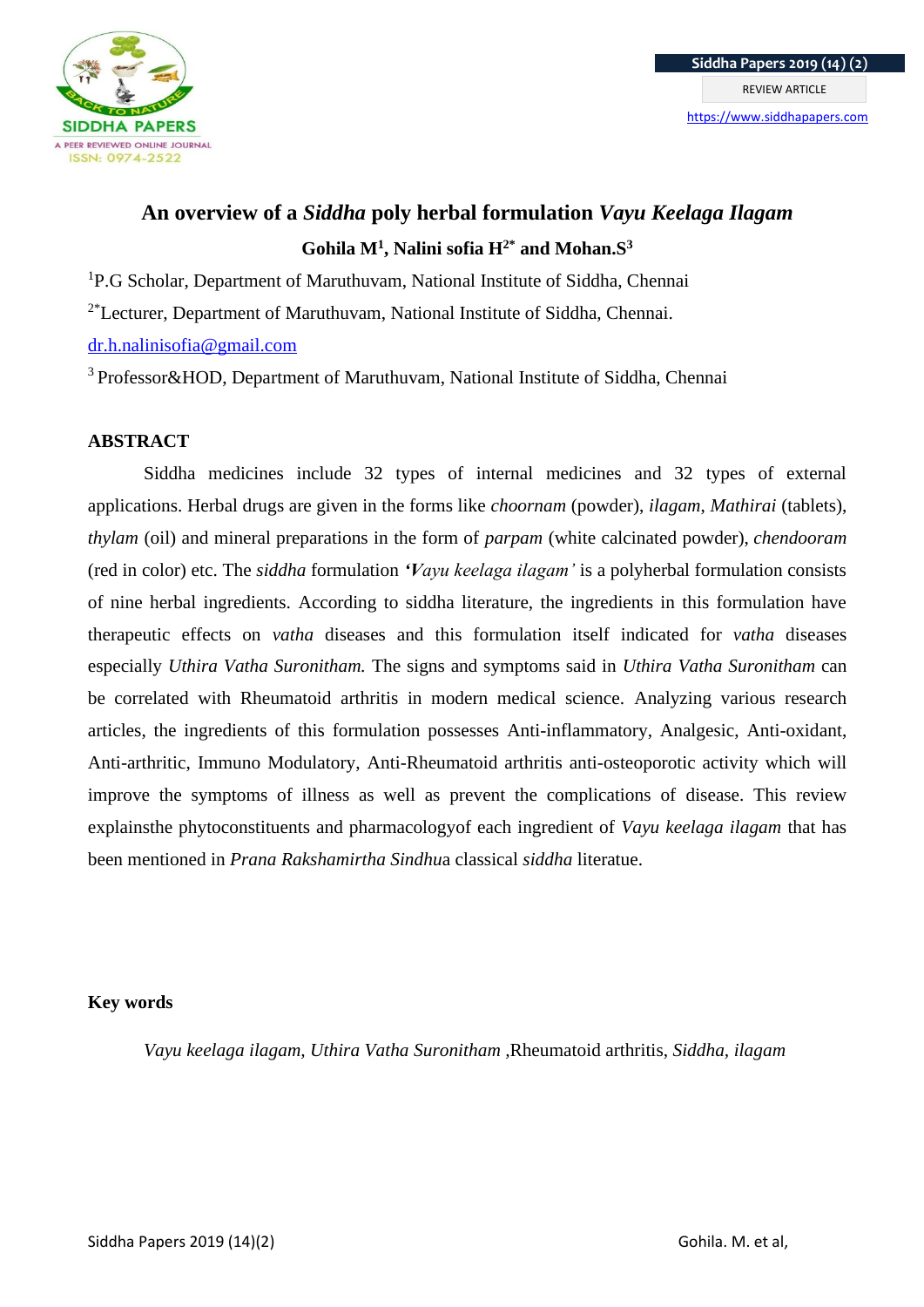# An overview of a *Siddha* poly herbal formulation *Vayu Keelaga Ilagam*

**Gohila M[1], Nalini sofia H[2*] and Mohan.S[3]**

[1]P.G Scholar, Department of Maruthuvam, National Institute of Siddha, Chennai

[2*]Lecturer, Department of Maruthuvam, National Institute of Siddha, Chennai.

dr.h.nalinisofia@gmail.com

[3] Professor&HOD, Department of Maruthuvam, National Institute of Siddha, Chennai

## ABSTRACT

Siddha medicines include 32 types of internal medicines and 32 types of external applications. Herbal drugs are given in the forms like *choornam* (powder), *ilagam*, *Mathirai* (tablets), *thylam* (oil) and mineral preparations in the form of *parpam* (white calcinated powder), *chendooram* (red in color) etc. The *siddha* formulation ***'Vayu keelaga ilagam'*** is a polyherbal formulation consists of nine herbal ingredients. According to siddha literature, the ingredients in this formulation have therapeutic effects on *vatha* diseases and this formulation itself indicated for *vatha* diseases especially *Uthira Vatha Suronitham.* The signs and symptoms said in *Uthira Vatha Suronitham* can be correlated with Rheumatoid arthritis in modern medical science. Analyzing various research articles, the ingredients of this formulation possesses Anti-inflammatory, Analgesic, Anti-oxidant, Anti-arthritic, Immuno Modulatory, Anti-Rheumatoid arthritis anti-osteoporotic activity which will improve the symptoms of illness as well as prevent the complications of disease. This review explainsthe phytoconstituents and pharmacologyof each ingredient of *Vayu keelaga ilagam* that has been mentioned in *Prana Rakshamirtha Sindhu*a classical *siddha* literatue.

**Key words**

*Vayu keelaga ilagam*, *Uthira Vatha Suronitham* ,Rheumatoid arthritis, *Siddha*, *ilagam*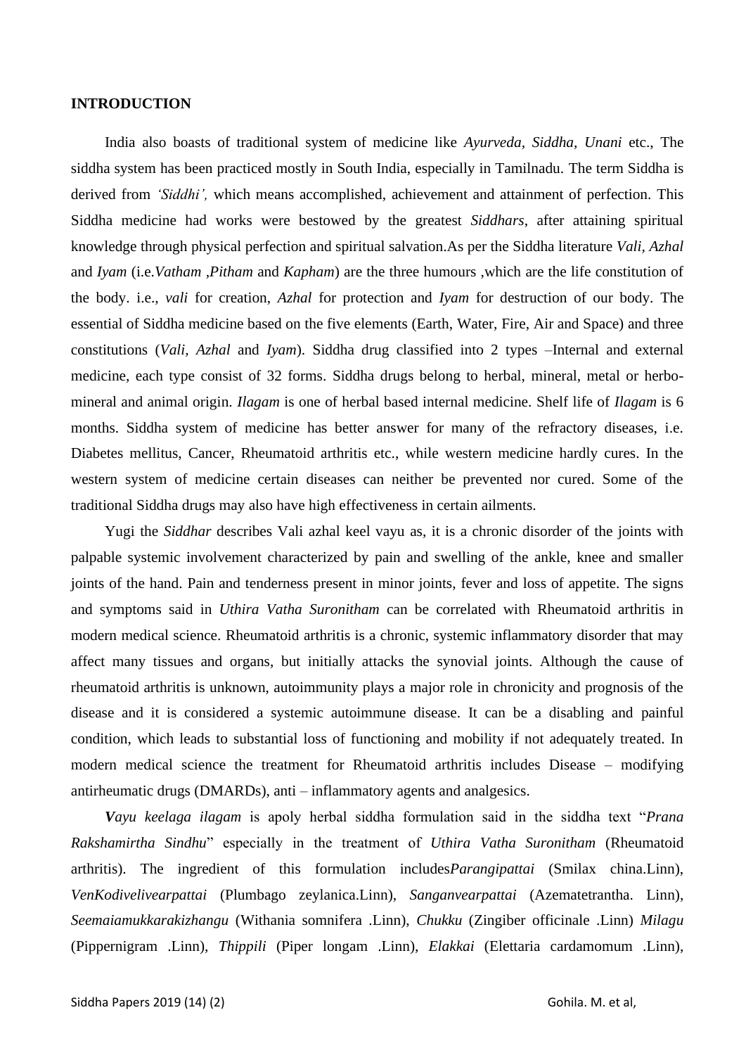**INTRODUCTION**

India also boasts of traditional system of medicine like *Ayurveda*, *Siddha, Unani* etc., The siddha system has been practiced mostly in South India, especially in Tamilnadu. The term Siddha is derived from *'Siddhi',* which means accomplished, achievement and attainment of perfection. This Siddha medicine had works were bestowed by the greatest *Siddhars*, after attaining spiritual knowledge through physical perfection and spiritual salvation.As per the Siddha literature *Vali*, *Azhal* and *Iyam* (i.e.*Vatham* ,*Pitham* and *Kapham*) are the three humours ,which are the life constitution of the body. i.e., *vali* for creation, *Azhal* for protection and *Iyam* for destruction of our body. The essential of Siddha medicine based on the five elements (Earth, Water, Fire, Air and Space) and three constitutions (*Vali, Azhal* and *Iyam*). Siddha drug classified into 2 types –Internal and external medicine, each type consist of 32 forms. Siddha drugs belong to herbal, mineral, metal or herbo-mineral and animal origin. *Ilagam* is one of herbal based internal medicine. Shelf life of *Ilagam* is 6 months. Siddha system of medicine has better answer for many of the refractory diseases, i.e. Diabetes mellitus, Cancer, Rheumatoid arthritis etc., while western medicine hardly cures. In the western system of medicine certain diseases can neither be prevented nor cured. Some of the traditional Siddha drugs may also have high effectiveness in certain ailments.

Yugi the *Siddhar* describes Vali azhal keel vayu as, it is a chronic disorder of the joints with palpable systemic involvement characterized by pain and swelling of the ankle, knee and smaller joints of the hand. Pain and tenderness present in minor joints, fever and loss of appetite. The signs and symptoms said in *Uthira Vatha Suronitham* can be correlated with Rheumatoid arthritis in modern medical science. Rheumatoid arthritis is a chronic, systemic inflammatory disorder that may affect many tissues and organs, but initially attacks the synovial joints. Although the cause of rheumatoid arthritis is unknown, autoimmunity plays a major role in chronicity and prognosis of the disease and it is considered a systemic autoimmune disease. It can be a disabling and painful condition, which leads to substantial loss of functioning and mobility if not adequately treated. In modern medical science the treatment for Rheumatoid arthritis includes Disease – modifying antirheumatic drugs (DMARDs), anti – inflammatory agents and analgesics.

***V****ayu keelaga ilagam* is apoly herbal siddha formulation said in the siddha text "*Prana Rakshamirtha Sindhu*" especially in the treatment of *Uthira Vatha Suronitham* (Rheumatoid arthritis). The ingredient of this formulation includes*Parangipattai* (Smilax china.Linn), *VenKodivelivearpattai* (Plumbago zeylanica.Linn), *Sanganvearpattai* (Azematetrantha. Linn), *Seemaiamukkarakizhangu* (Withania somnifera .Linn), *Chukku* (Zingiber officinale .Linn) *Milagu* (Pippernigram .Linn), *Thippili* (Piper longam .Linn), *Elakkai* (Elettaria cardamomum .Linn),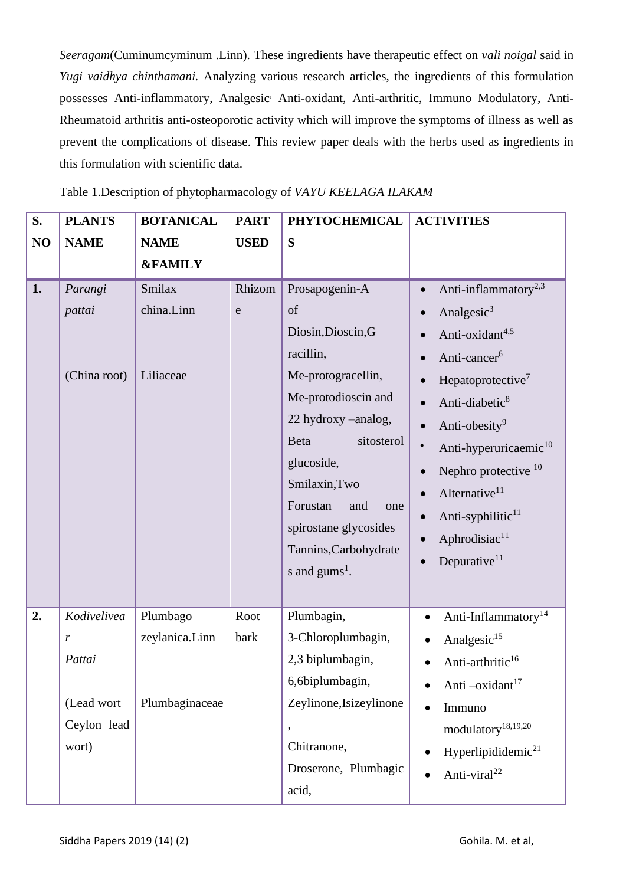*Seeragam*(Cuminumcyminum .Linn). These ingredients have therapeutic effect on *vali noigal* said in *Yugi vaidhya chinthamani.* Analyzing various research articles, the ingredients of this formulation possesses Anti-inflammatory, Analgesic, Anti-oxidant, Anti-arthritic, Immuno Modulatory, Anti-Rheumatoid arthritis anti-osteoporotic activity which will improve the symptoms of illness as well as prevent the complications of disease. This review paper deals with the herbs used as ingredients in this formulation with scientific data.

Table 1.Description of phytopharmacology of *VAYU KEELAGA ILAKAM*

| S. NO | PLANTS NAME | BOTANICAL NAME &FAMILY | PART USED | PHYTOCHEMICALS | ACTIVITIES |
|---|---|---|---|---|---|
| 1. | *Parangi pattai* (China root) | Smilax china.Linn Liliaceae | Rhizome | Prosapogenin-A of Diosin,Dioscin,Gracillin, Me-protogracellin, Me-protodioscin and 22 hydroxy –analog, Beta sitosterol glucoside, Smilaxin,Two Forustan and one spirostane glycosides Tannins,Carbohydrates and gums[1]. | • Anti-inflammatory[2,3] • Analgesic[3] • Anti-oxidant[4,5] • Anti-cancer[6] • Hepatoprotective[7] • Anti-diabetic[8] • Anti-obesity[9] • Anti-hyperuricaemic[10] • Nephro protective [10] • Alternative[11] • Anti-syphilitic[11] • Aphrodisiac[11] • Depurative[11] |
| 2. | *Kodivelivear Pattai* (Lead wort Ceylon lead wort) | Plumbago zeylanica.Linn Plumbaginaceae | Root bark | Plumbagin, 3-Chloroplumbagin, 2,3 biplumbagin, 6,6biplumbagin, Zeylinone,Isizeylinone, Chitranone, Droserone, Plumbagic acid, | • Anti-Inflammatory[14] • Analgesic[15] • Anti-arthritic[16] • Anti –oxidant[17] • Immuno modulatory[18,19,20] • Hyperlipididemic[21] • Anti-viral[22] |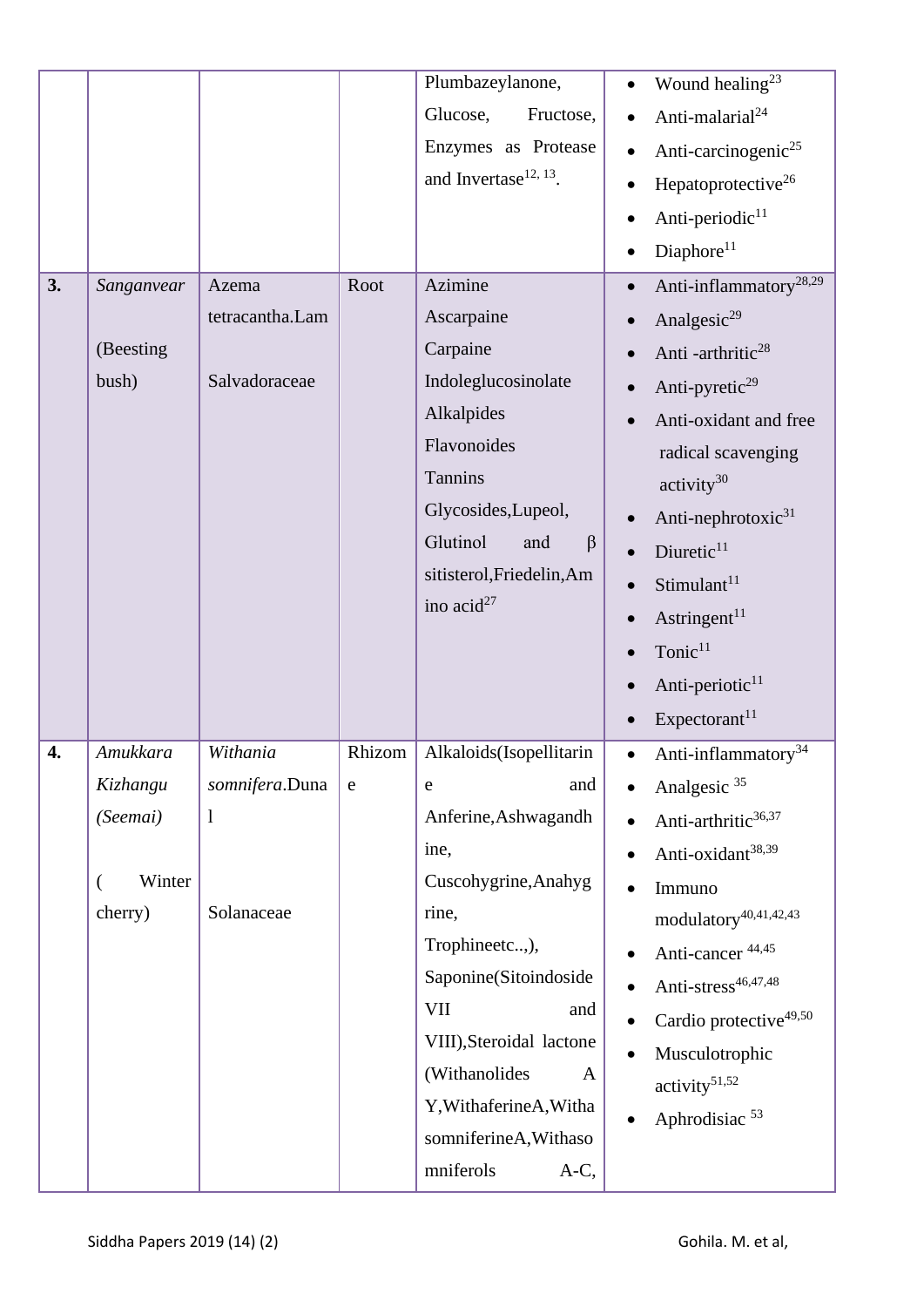| | | | | Plumbazeylanone, Glucose, Fructose, Enzymes as Protease and Invertase[12, 13]. | • Wound healing[23]<br>• Anti-malarial[24]<br>• Anti-carcinogenic[25]<br>• Hepatoprotective[26]<br>• Anti-periodic[11]<br>• Diaphore[11] |
|---|---|---|---|---|---|
| **3.** | *Sanganvear*<br><br>(Beesting bush) | Azema tetracantha.Lam<br><br>Salvadoraceae | Root | Azimine<br>Ascarpaine<br>Carpaine<br>Indoleglucosinolate<br>Alkalpides<br>Flavonoides<br>Tannins<br>Glycosides,Lupeol, Glutinol and β sitisterol,Friedelin,Amino acid[27] | • Anti-inflammatory[28,29]<br>• Analgesic[29]<br>• Anti -arthritic[28]<br>• Anti-pyretic[29]<br>• Anti-oxidant and free radical scavenging activity[30]<br>• Anti-nephrotoxic[31]<br>• Diuretic[11]<br>• Stimulant[11]<br>• Astringent[11]<br>• Tonic[11]<br>• Anti-periotic[11]<br>• Expectorant[11] |
| **4.** | *Amukkara Kizhangu (Seemai)*<br><br>( Winter cherry) | *Withania somnifera*.Dunal<br><br>Solanaceae | Rhizome | Alkaloids(Isopellitarine and Anferine,Ashwagandhine, Cuscohygrine,Anahygrine, Trophineetc..,), Saponine(Sitoindoside VII and VIII),Steroidal lactone (Withanolides A Y,WithaferineA,WithasomniferineA,Withasomniferols A-C, | • Anti-inflammatory[34]<br>• Analgesic [35]<br>• Anti-arthritic[36,37]<br>• Anti-oxidant[38,39]<br>• Immuno modulatory[40,41,42,43]<br>• Anti-cancer [44,45]<br>• Anti-stress[46,47,48]<br>• Cardio protective[49,50]<br>• Musculotrophic activity[51,52]<br>• Aphrodisiac [53] |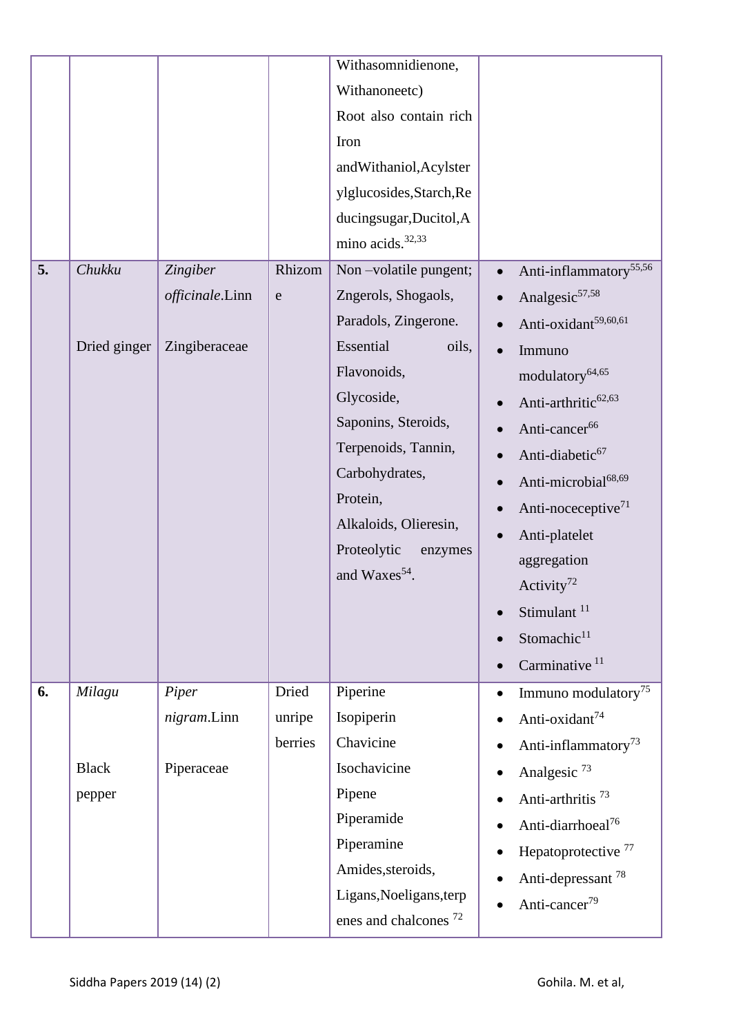| | | | | Withasomnidienone, Withanoneetc) Root also contain rich Iron andWithaniol,Acylsterylglucosides,Starch,Reducingsugar,Ducitol,Amino acids.[32,33] | |
|---|---|---|---|---|---|
| **5.** | *Chukku* <br><br> Dried ginger | *Zingiber officinale*.Linn <br><br> Zingiberaceae | Rhizome | Non –volatile pungent; Zngerols, Shogaols, Paradols, Zingerone. Essential oils, Flavonoids, Glycoside, Saponins, Steroids, Terpenoids, Tannin, Carbohydrates, Protein, Alkaloids, Olieresin, Proteolytic enzymes and Waxes[54]. | • Anti-inflammatory[55,56] <br> • Analgesic[57,58] <br> • Anti-oxidant[59,60,61] <br> • Immuno modulatory[64,65] <br> • Anti-arthritic[62,63] <br> • Anti-cancer[66] <br> • Anti-diabetic[67] <br> • Anti-microbial[68,69] <br> • Anti-noceceptive[71] <br> • Anti-platelet aggregation Activity[72] <br> • Stimulant [11] <br> • Stomachic[11] <br> • Carminative [11] |
| **6.** | *Milagu* <br><br> Black pepper | *Piper nigram*.Linn <br><br> Piperaceae | Dried unripe berries | Piperine <br> Isopiperin <br> Chavicine <br> Isochavicine <br> Pipene <br> Piperamide <br> Piperamine <br> Amides,steroids, Ligans,Noeligans,terpenes and chalcones [72] | • Immuno modulatory[75] <br> • Anti-oxidant[74] <br> • Anti-inflammatory[73] <br> • Analgesic [73] <br> • Anti-arthritis [73] <br> • Anti-diarrhoeal[76] <br> • Hepatoprotective [77] <br> • Anti-depressant [78] <br> • Anti-cancer[79] |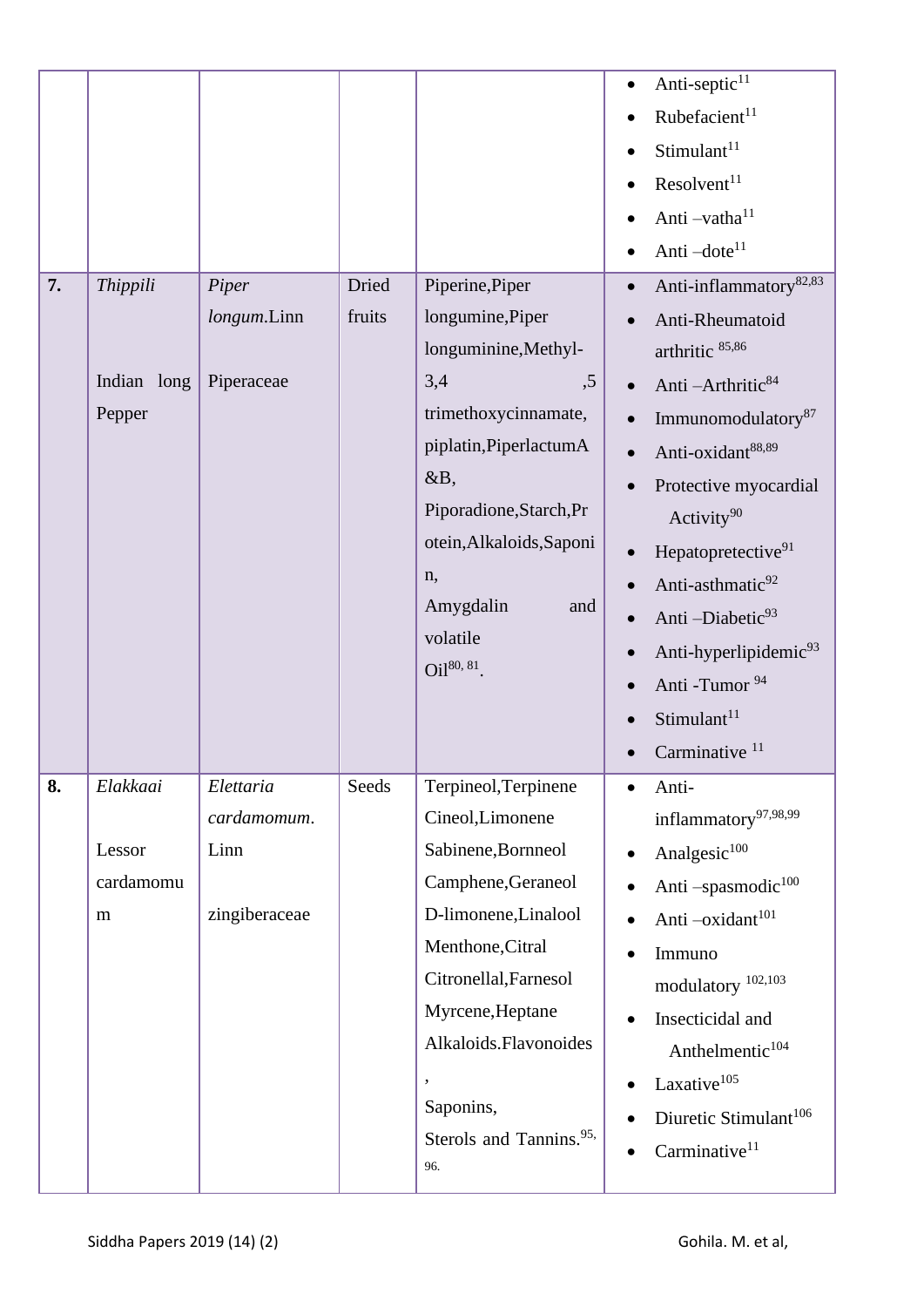| | | | | | |
|---|---|---|---|---|---|
| | | | | | • Anti-septic[11]<br>• Rubefacient[11]<br>• Stimulant[11]<br>• Resolvent[11]<br>• Anti –vatha[11]<br>• Anti –dote[11] |
| **7.** | *Thippili*<br><br>Indian long Pepper | *Piper longum*.Linn<br><br>Piperaceae | Dried fruits | Piperine,Piper longumine,Piper longuminine,Methyl-3,4 ,5 trimethoxycinnamate, piplatin,PiperlactumA &B, Piporadione,Starch,Protein,Alkaloids,Saponin, Amygdalin and volatile Oil[80, 81]. | • Anti-inflammatory[82,83]<br>• Anti-Rheumatoid arthritic [85,86]<br>• Anti –Arthritic[84]<br>• Immunomodulatory[87]<br>• Anti-oxidant[88,89]<br>• Protective myocardial Activity[90]<br>• Hepatopretective[91]<br>• Anti-asthmatic[92]<br>• Anti –Diabetic[93]<br>• Anti-hyperlipidemic[93]<br>• Anti -Tumor [94]<br>• Stimulant[11]<br>• Carminative [11] |
| **8.** | *Elakkaai*<br><br>Lessor cardamomum | *Elettaria cardamomum*. Linn<br><br>zingiberaceae | Seeds | Terpineol,Terpinene Cineol,Limonene Sabinene,Bornneol Camphene,Geraneol D-limonene,Linalool Menthone,Citral Citronellal,Farnesol Myrcene,Heptane Alkaloids.Flavonoides, Saponins, Sterols and Tannins.[95, 96]. | • Anti-inflammatory[97,98,99]<br>• Analgesic[100]<br>• Anti –spasmodic[100]<br>• Anti –oxidant[101]<br>• Immuno modulatory [102,103]<br>• Insecticidal and Anthelmentic[104]<br>• Laxative[105]<br>• Diuretic Stimulant[106]<br>• Carminative[11] |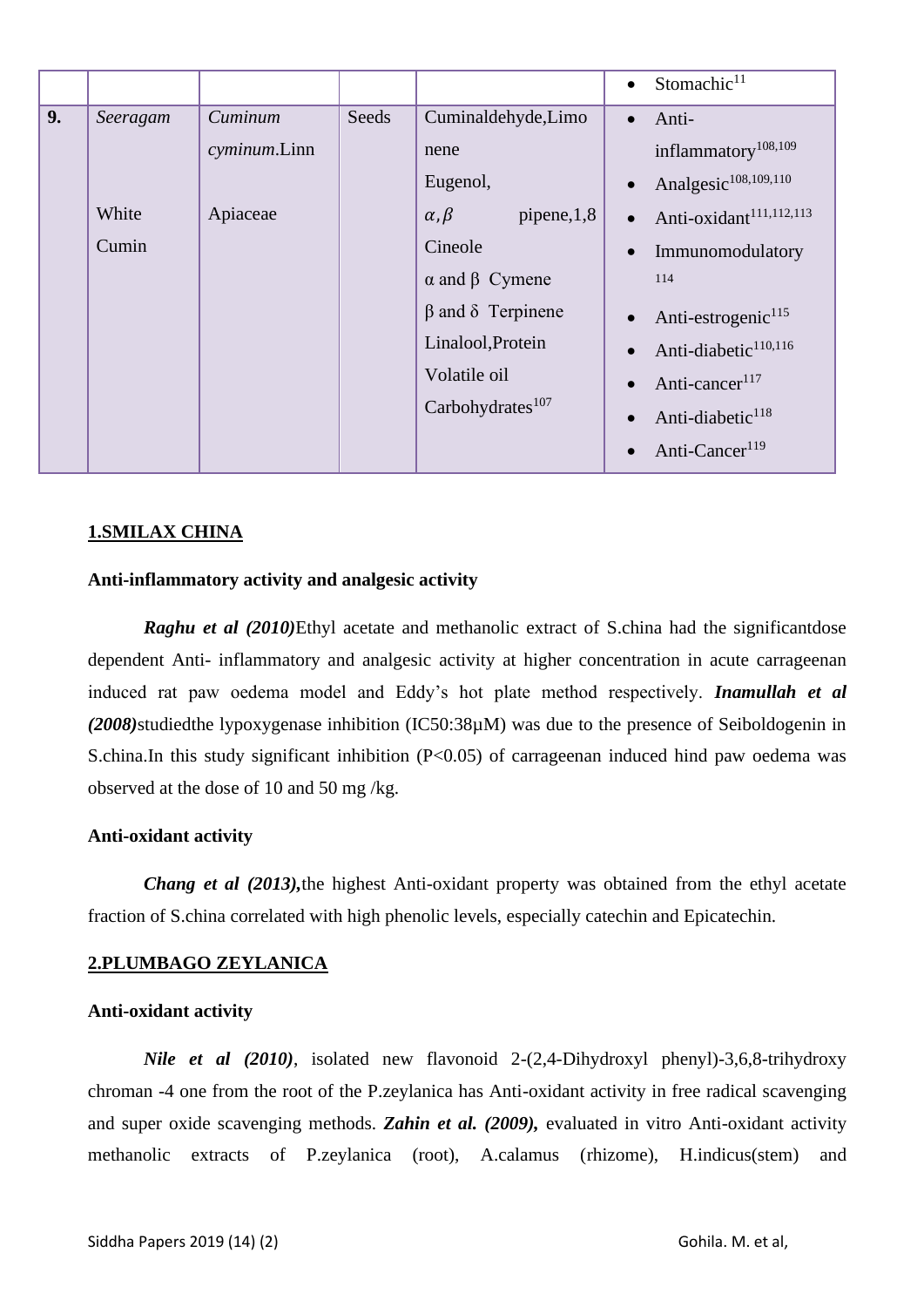|  |  |  |  |  | • Stomachic[11] |
|---|---|---|---|---|---|
| **9.** | *Seeragam*<br><br>White Cumin | *Cuminum cyminum*.Linn<br><br>Apiaceae | Seeds | Cuminaldehyde,Limonene<br>Eugenol,<br>$\alpha,\beta$ pipene,1,8 Cineole<br>α and β Cymene<br>β and δ Terpinene<br>Linalool,Protein<br>Volatile oil<br>Carbohydrates[107] | • Anti-inflammatory[108,109]<br>• Analgesic[108,109,110]<br>• Anti-oxidant[111,112,113]<br>• Immunomodulatory[114]<br>• Anti-estrogenic[115]<br>• Anti-diabetic[110,116]<br>• Anti-cancer[117]<br>• Anti-diabetic[118]<br>• Anti-Cancer[119] |

## 1.SMILAX CHINA

### Anti-inflammatory activity and analgesic activity

***Raghu et al (2010)***Ethyl acetate and methanolic extract of S.china had the significantdose dependent Anti- inflammatory and analgesic activity at higher concentration in acute carrageenan induced rat paw oedema model and Eddy's hot plate method respectively. ***Inamullah et al (2008)***studiedthe lypoxygenase inhibition (IC50:38µM) was due to the presence of Seiboldogenin in S.china.In this study significant inhibition ($P<0.05$) of carrageenan induced hind paw oedema was observed at the dose of 10 and 50 mg /kg.

### Anti-oxidant activity

***Chang et al (2013),***the highest Anti-oxidant property was obtained from the ethyl acetate fraction of S.china correlated with high phenolic levels, especially catechin and Epicatechin.

## 2.PLUMBAGO ZEYLANICA

### Anti-oxidant activity

***Nile et al (2010)***, isolated new flavonoid 2-(2,4-Dihydroxyl phenyl)-3,6,8-trihydroxy chroman -4 one from the root of the P.zeylanica has Anti-oxidant activity in free radical scavenging and super oxide scavenging methods. ***Zahin et al. (2009),*** evaluated in vitro Anti-oxidant activity methanolic extracts of P.zeylanica (root), A.calamus (rhizome), H.indicus(stem) and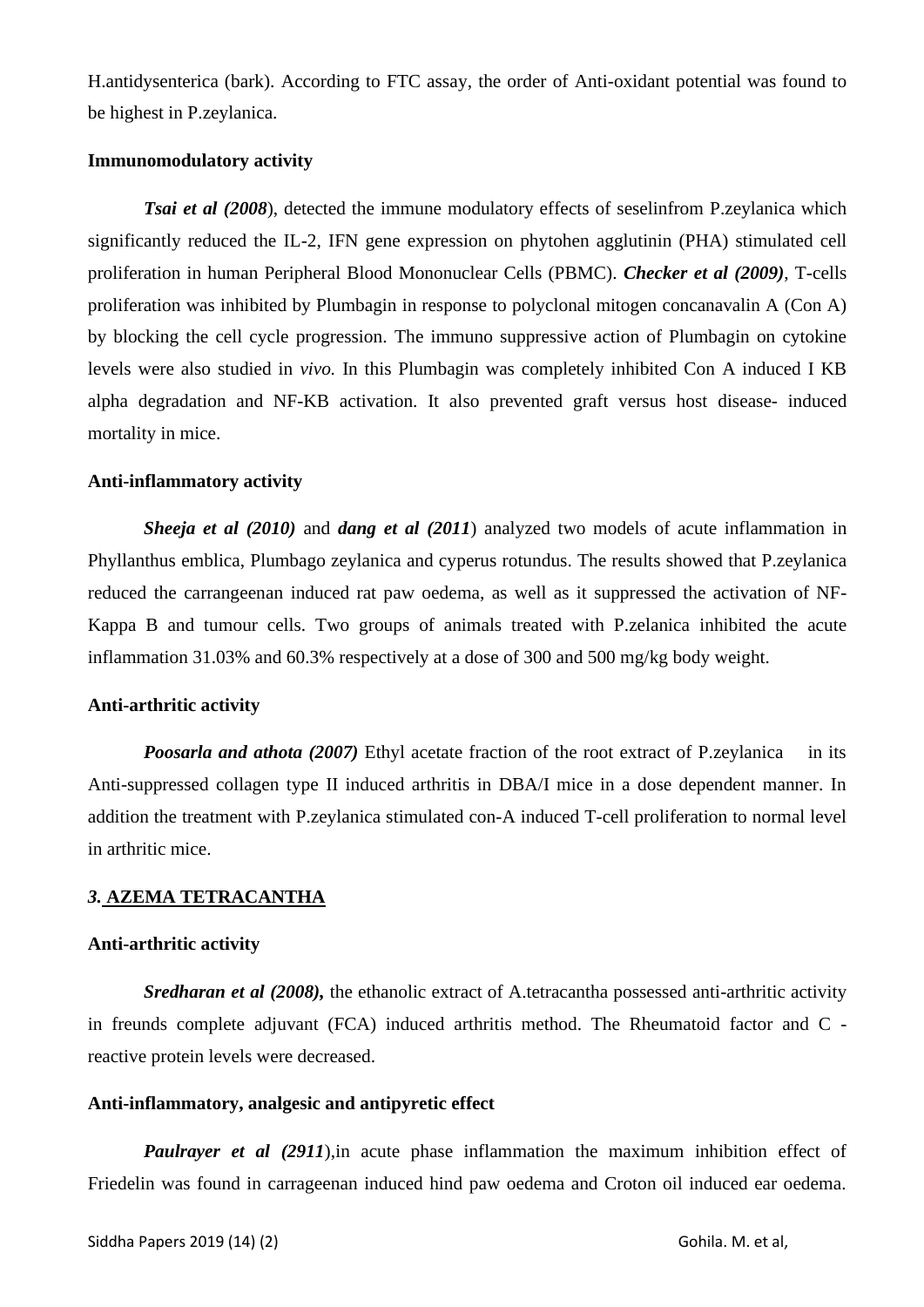H.antidysenterica (bark). According to FTC assay, the order of Anti-oxidant potential was found to be highest in P.zeylanica.

**Immunomodulatory activity**

***Tsai et al (2008***), detected the immune modulatory effects of seselinfrom P.zeylanica which significantly reduced the IL-2, IFN gene expression on phytohen agglutinin (PHA) stimulated cell proliferation in human Peripheral Blood Mononuclear Cells (PBMC). ***Checker et al (2009)***, T-cells proliferation was inhibited by Plumbagin in response to polyclonal mitogen concanavalin A (Con A) by blocking the cell cycle progression. The immuno suppressive action of Plumbagin on cytokine levels were also studied in *vivo.* In this Plumbagin was completely inhibited Con A induced I KB alpha degradation and NF-KB activation. It also prevented graft versus host disease- induced mortality in mice.

**Anti-inflammatory activity**

***Sheeja et al (2010)*** and ***dang et al (2011***) analyzed two models of acute inflammation in Phyllanthus emblica, Plumbago zeylanica and cyperus rotundus. The results showed that P.zeylanica reduced the carrangeenan induced rat paw oedema, as well as it suppressed the activation of NF-Kappa B and tumour cells. Two groups of animals treated with P.zelanica inhibited the acute inflammation 31.03% and 60.3% respectively at a dose of 300 and 500 mg/kg body weight.

**Anti-arthritic activity**

***Poosarla and athota (2007)*** Ethyl acetate fraction of the root extract of P.zeylanica in its Anti-suppressed collagen type II induced arthritis in DBA/I mice in a dose dependent manner. In addition the treatment with P.zeylanica stimulated con-A induced T-cell proliferation to normal level in arthritic mice.

## *3.* AZEMA TETRACANTHA

**Anti-arthritic activity**

***Sredharan et al (2008),*** the ethanolic extract of A.tetracantha possessed anti-arthritic activity in freunds complete adjuvant (FCA) induced arthritis method. The Rheumatoid factor and C - reactive protein levels were decreased.

**Anti-inflammatory, analgesic and antipyretic effect**

***Paulrayer et al (2911***),in acute phase inflammation the maximum inhibition effect of Friedelin was found in carrageenan induced hind paw oedema and Croton oil induced ear oedema.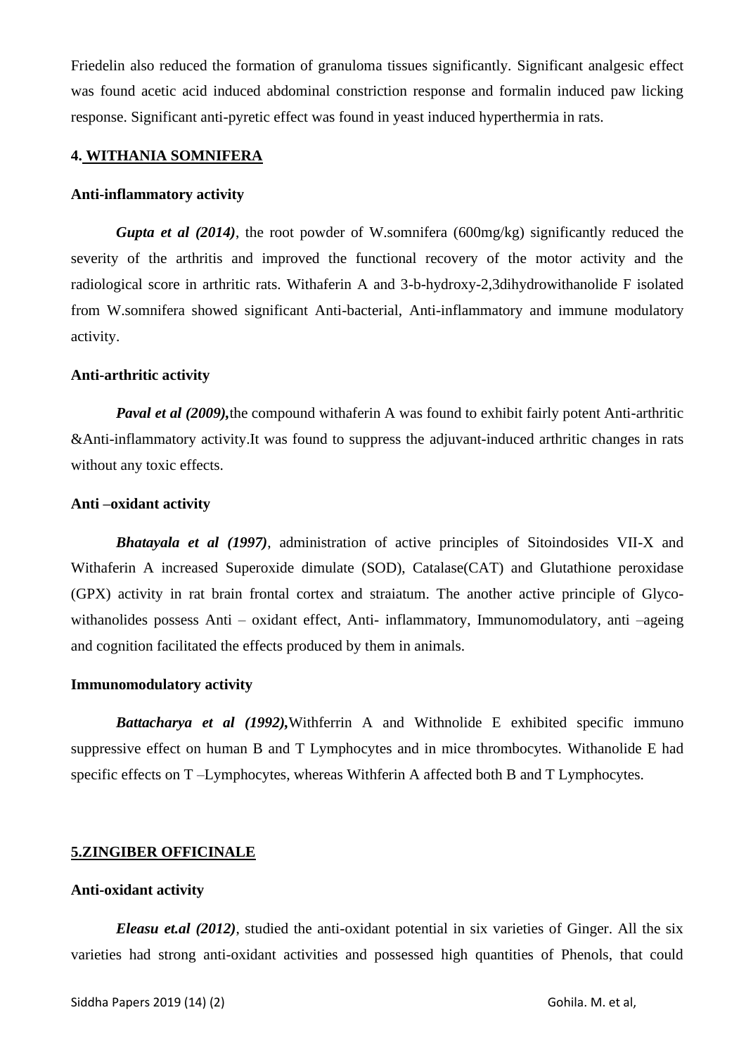Friedelin also reduced the formation of granuloma tissues significantly. Significant analgesic effect was found acetic acid induced abdominal constriction response and formalin induced paw licking response. Significant anti-pyretic effect was found in yeast induced hyperthermia in rats.

## 4. WITHANIA SOMNIFERA

**Anti-inflammatory activity**

***Gupta et al (2014)***, the root powder of W.somnifera (600mg/kg) significantly reduced the severity of the arthritis and improved the functional recovery of the motor activity and the radiological score in arthritic rats. Withaferin A and 3-b-hydroxy-2,3dihydrowithanolide F isolated from W.somnifera showed significant Anti-bacterial, Anti-inflammatory and immune modulatory activity.

**Anti-arthritic activity**

***Paval et al (2009),***the compound withaferin A was found to exhibit fairly potent Anti-arthritic &Anti-inflammatory activity.It was found to suppress the adjuvant-induced arthritic changes in rats without any toxic effects.

**Anti –oxidant activity**

***Bhatayala et al (1997)***, administration of active principles of Sitoindosides VII-X and Withaferin A increased Superoxide dimulate (SOD), Catalase(CAT) and Glutathione peroxidase (GPX) activity in rat brain frontal cortex and straiatum. The another active principle of Glyco-withanolides possess Anti – oxidant effect, Anti- inflammatory, Immunomodulatory, anti –ageing and cognition facilitated the effects produced by them in animals.

**Immunomodulatory activity**

***Battacharya et al (1992),***Withferrin A and Withnolide E exhibited specific immuno suppressive effect on human B and T Lymphocytes and in mice thrombocytes. Withanolide E had specific effects on T –Lymphocytes, whereas Withferin A affected both B and T Lymphocytes.

## 5.ZINGIBER OFFICINALE

**Anti-oxidant activity**

***Eleasu et.al (2012)***, studied the anti-oxidant potential in six varieties of Ginger. All the six varieties had strong anti-oxidant activities and possessed high quantities of Phenols, that could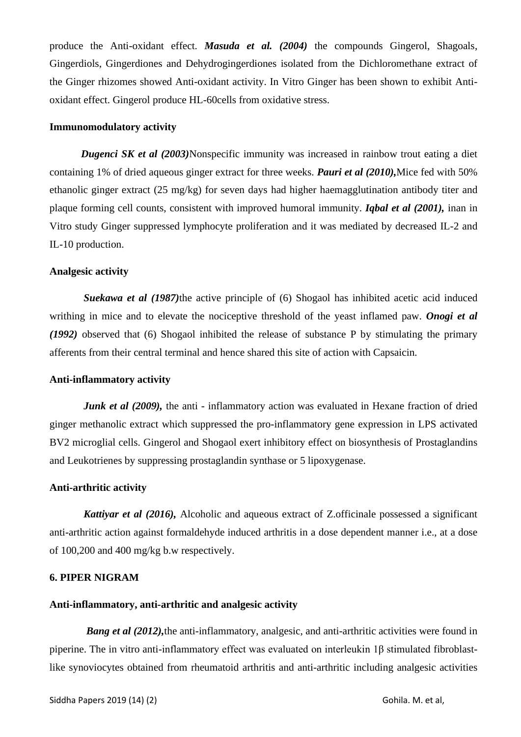produce the Anti-oxidant effect. ***Masuda et al. (2004)*** the compounds Gingerol, Shagoals, Gingerdiols, Gingerdiones and Dehydrogingerdiones isolated from the Dichloromethane extract of the Ginger rhizomes showed Anti-oxidant activity. In Vitro Ginger has been shown to exhibit Anti-oxidant effect. Gingerol produce HL-60cells from oxidative stress.

**Immunomodulatory activity**

***Dugenci SK et al (2003)***Nonspecific immunity was increased in rainbow trout eating a diet containing 1% of dried aqueous ginger extract for three weeks. ***Pauri et al (2010),***Mice fed with 50% ethanolic ginger extract (25 mg/kg) for seven days had higher haemagglutination antibody titer and plaque forming cell counts, consistent with improved humoral immunity. ***Iqbal et al (2001),*** inan in Vitro study Ginger suppressed lymphocyte proliferation and it was mediated by decreased IL-2 and IL-10 production.

**Analgesic activity**

***Suekawa et al (1987)***the active principle of (6) Shogaol has inhibited acetic acid induced writhing in mice and to elevate the nociceptive threshold of the yeast inflamed paw. ***Onogi et al (1992)*** observed that (6) Shogaol inhibited the release of substance P by stimulating the primary afferents from their central terminal and hence shared this site of action with Capsaicin.

**Anti-inflammatory activity**

***Junk et al (2009),*** the anti - inflammatory action was evaluated in Hexane fraction of dried ginger methanolic extract which suppressed the pro-inflammatory gene expression in LPS activated BV2 microglial cells. Gingerol and Shogaol exert inhibitory effect on biosynthesis of Prostaglandins and Leukotrienes by suppressing prostaglandin synthase or 5 lipoxygenase.

**Anti-arthritic activity**

***Kattiyar et al (2016),*** Alcoholic and aqueous extract of Z.officinale possessed a significant anti-arthritic action against formaldehyde induced arthritis in a dose dependent manner i.e., at a dose of 100,200 and 400 mg/kg b.w respectively.

**6. PIPER NIGRAM**

**Anti-inflammatory, anti-arthritic and analgesic activity**

***Bang et al (2012),***the anti-inflammatory, analgesic, and anti-arthritic activities were found in piperine. The in vitro anti-inflammatory effect was evaluated on interleukin 1β stimulated fibroblast-like synoviocytes obtained from rheumatoid arthritis and anti-arthritic including analgesic activities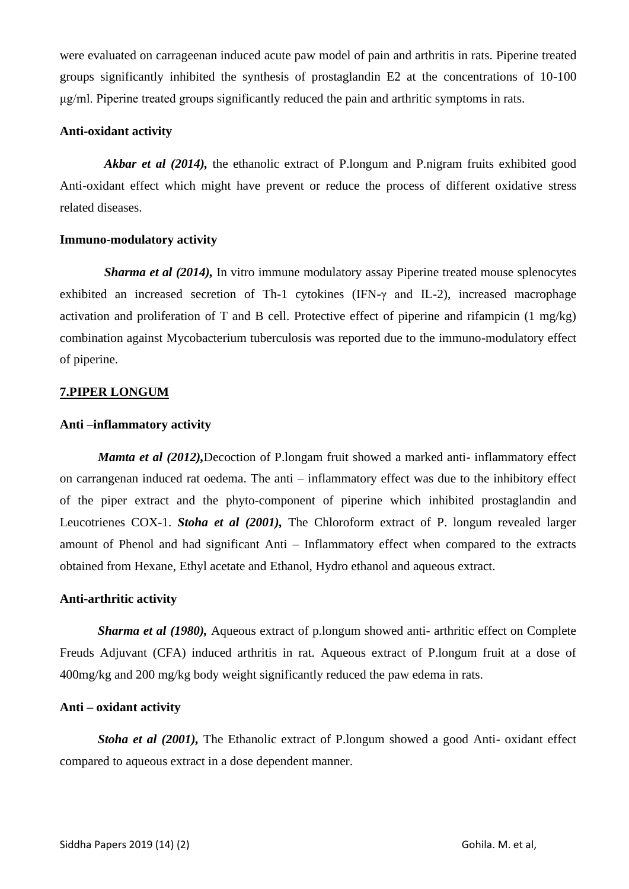were evaluated on carrageenan induced acute paw model of pain and arthritis in rats. Piperine treated groups significantly inhibited the synthesis of prostaglandin E2 at the concentrations of 10-100 μg/ml. Piperine treated groups significantly reduced the pain and arthritic symptoms in rats.

**Anti-oxidant activity**

***Akbar et al (2014),*** the ethanolic extract of P.longum and P.nigram fruits exhibited good Anti-oxidant effect which might have prevent or reduce the process of different oxidative stress related diseases.

**Immuno-modulatory activity**

***Sharma et al (2014),*** In vitro immune modulatory assay Piperine treated mouse splenocytes exhibited an increased secretion of Th-1 cytokines (IFN-γ and IL-2), increased macrophage activation and proliferation of T and B cell. Protective effect of piperine and rifampicin (1 mg/kg) combination against Mycobacterium tuberculosis was reported due to the immuno-modulatory effect of piperine.

**7.PIPER LONGUM**

**Anti –inflammatory activity**

***Mamta et al (2012),***Decoction of P.longam fruit showed a marked anti- inflammatory effect on carrangenan induced rat oedema. The anti – inflammatory effect was due to the inhibitory effect of the piper extract and the phyto-component of piperine which inhibited prostaglandin and Leucotrienes COX-1. ***Stoha et al (2001),*** The Chloroform extract of P. longum revealed larger amount of Phenol and had significant Anti – Inflammatory effect when compared to the extracts obtained from Hexane, Ethyl acetate and Ethanol, Hydro ethanol and aqueous extract.

**Anti-arthritic activity**

***Sharma et al (1980),*** Aqueous extract of p.longum showed anti- arthritic effect on Complete Freuds Adjuvant (CFA) induced arthritis in rat. Aqueous extract of P.longum fruit at a dose of 400mg/kg and 200 mg/kg body weight significantly reduced the paw edema in rats.

**Anti – oxidant activity**

***Stoha et al (2001),*** The Ethanolic extract of P.longum showed a good Anti- oxidant effect compared to aqueous extract in a dose dependent manner.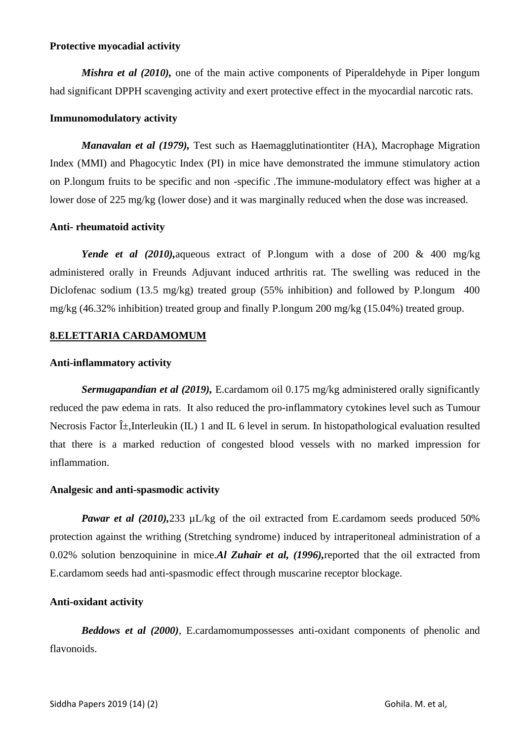**Protective myocadial activity**

***Mishra et al (2010),*** one of the main active components of Piperaldehyde in Piper longum had significant DPPH scavenging activity and exert protective effect in the myocardial narcotic rats.

**Immunomodulatory activity**

***Manavalan et al (1979),*** Test such as Haemagglutinationtiter (HA), Macrophage Migration Index (MMI) and Phagocytic Index (PI) in mice have demonstrated the immune stimulatory action on P.longum fruits to be specific and non -specific .The immune-modulatory effect was higher at a lower dose of 225 mg/kg (lower dose) and it was marginally reduced when the dose was increased.

**Anti- rheumatoid activity**

***Yende et al (2010),***aqueous extract of P.longum with a dose of 200 & 400 mg/kg administered orally in Freunds Adjuvant induced arthritis rat. The swelling was reduced in the Diclofenac sodium (13.5 mg/kg) treated group (55% inhibition) and followed by P.longum 400 mg/kg (46.32% inhibition) treated group and finally P.longum 200 mg/kg (15.04%) treated group.

## 8.ELETTARIA CARDAMOMUM

**Anti-inflammatory activity**

***Sermugapandian et al (2019),*** E.cardamom oil 0.175 mg/kg administered orally significantly reduced the paw edema in rats. It also reduced the pro-inflammatory cytokines level such as Tumour Necrosis Factor Î±,Interleukin (IL) 1 and IL 6 level in serum. In histopathological evaluation resulted that there is a marked reduction of congested blood vessels with no marked impression for inflammation.

**Analgesic and anti-spasmodic activity**

***Pawar et al (2010),***233 µL/kg of the oil extracted from E.cardamom seeds produced 50% protection against the writhing (Stretching syndrome) induced by intraperitoneal administration of a 0.02% solution benzoquinine in mice.***Al Zuhair et al, (1996),***reported that the oil extracted from E.cardamom seeds had anti-spasmodic effect through muscarine receptor blockage.

**Anti-oxidant activity**

***Beddows et al (2000)***, E.cardamomumpossesses anti-oxidant components of phenolic and flavonoids.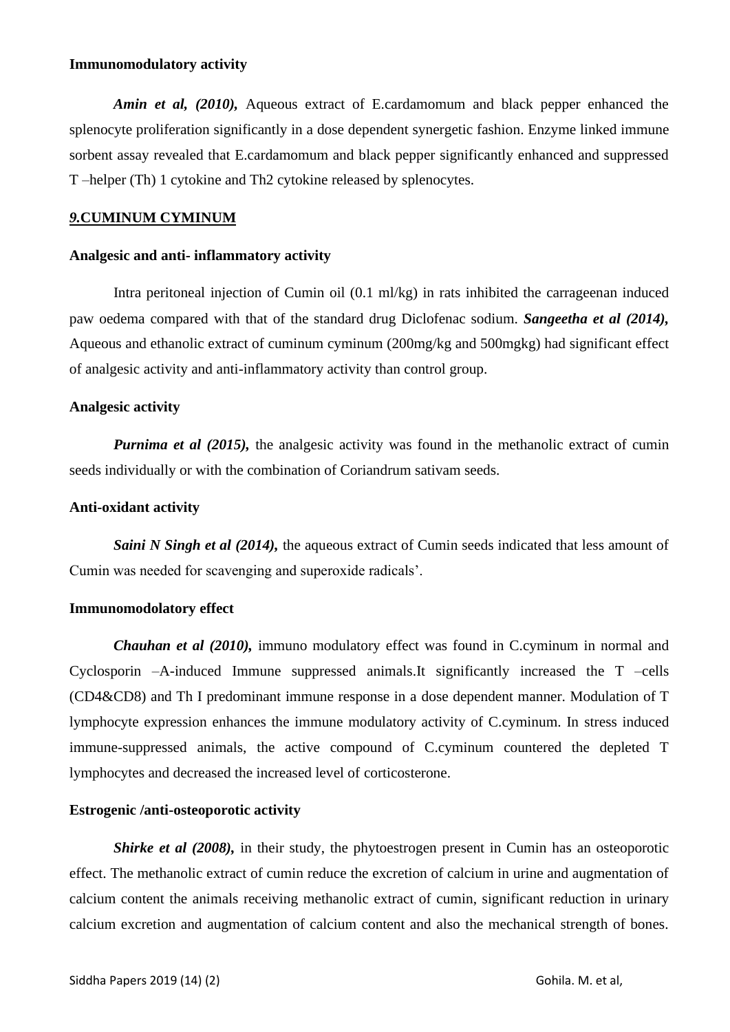**Immunomodulatory activity**

***Amin et al, (2010),*** Aqueous extract of E.cardamomum and black pepper enhanced the splenocyte proliferation significantly in a dose dependent synergetic fashion. Enzyme linked immune sorbent assay revealed that E.cardamomum and black pepper significantly enhanced and suppressed T –helper (Th) 1 cytokine and Th2 cytokine released by splenocytes.

## *9.*CUMINUM CYMINUM

**Analgesic and anti- inflammatory activity**

Intra peritoneal injection of Cumin oil (0.1 ml/kg) in rats inhibited the carrageenan induced paw oedema compared with that of the standard drug Diclofenac sodium. ***Sangeetha et al (2014),*** Aqueous and ethanolic extract of cuminum cyminum (200mg/kg and 500mgkg) had significant effect of analgesic activity and anti-inflammatory activity than control group.

**Analgesic activity**

***Purnima et al (2015),*** the analgesic activity was found in the methanolic extract of cumin seeds individually or with the combination of Coriandrum sativam seeds.

**Anti-oxidant activity**

***Saini N Singh et al (2014),*** the aqueous extract of Cumin seeds indicated that less amount of Cumin was needed for scavenging and superoxide radicals'.

**Immunomodolatory effect**

***Chauhan et al (2010),*** immuno modulatory effect was found in C.cyminum in normal and Cyclosporin –A-induced Immune suppressed animals.It significantly increased the T –cells (CD4&CD8) and Th I predominant immune response in a dose dependent manner. Modulation of T lymphocyte expression enhances the immune modulatory activity of C.cyminum. In stress induced immune-suppressed animals, the active compound of C.cyminum countered the depleted T lymphocytes and decreased the increased level of corticosterone.

**Estrogenic /anti-osteoporotic activity**

***Shirke et al (2008),*** in their study, the phytoestrogen present in Cumin has an osteoporotic effect. The methanolic extract of cumin reduce the excretion of calcium in urine and augmentation of calcium content the animals receiving methanolic extract of cumin, significant reduction in urinary calcium excretion and augmentation of calcium content and also the mechanical strength of bones.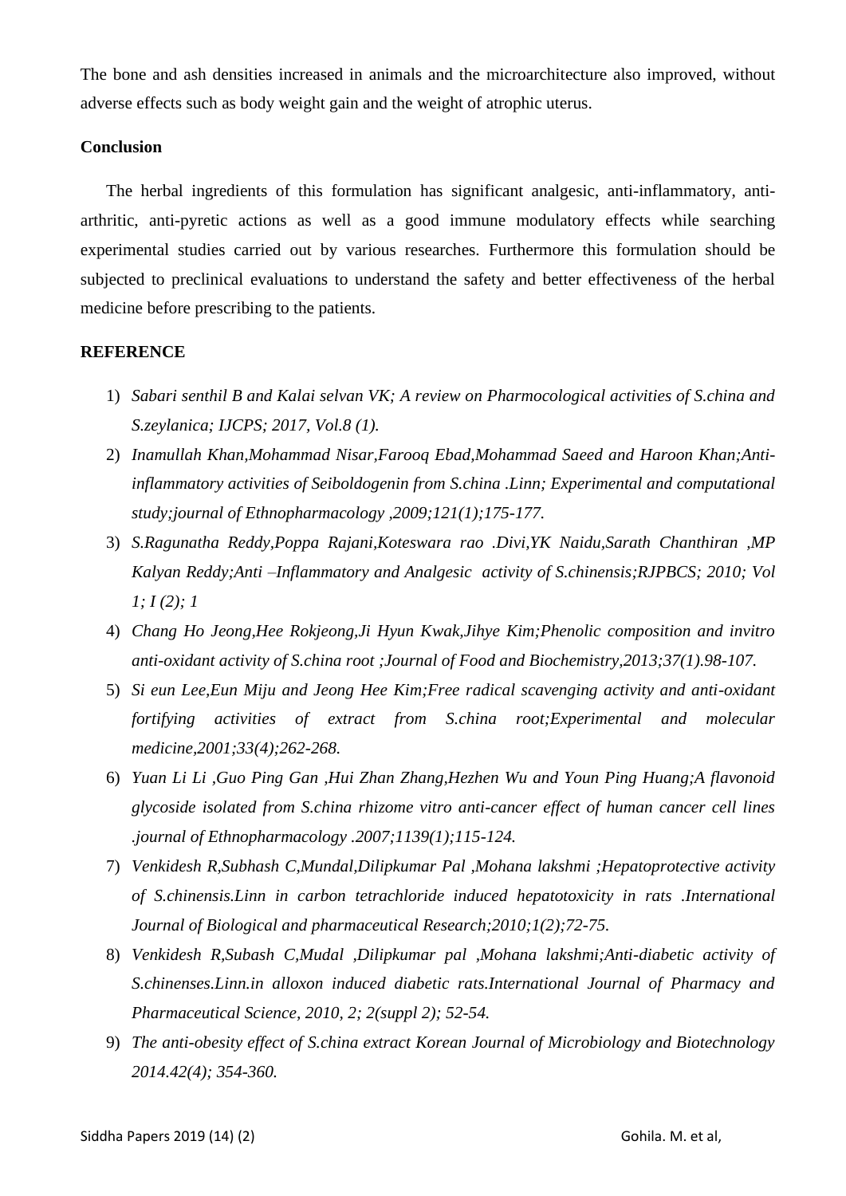The bone and ash densities increased in animals and the microarchitecture also improved, without adverse effects such as body weight gain and the weight of atrophic uterus.

**Conclusion**

The herbal ingredients of this formulation has significant analgesic, anti-inflammatory, anti-arthritic, anti-pyretic actions as well as a good immune modulatory effects while searching experimental studies carried out by various researches. Furthermore this formulation should be subjected to preclinical evaluations to understand the safety and better effectiveness of the herbal medicine before prescribing to the patients.

**REFERENCE**

1) *Sabari senthil B and Kalai selvan VK; A review on Pharmocological activities of S.china and S.zeylanica; IJCPS; 2017, Vol.8 (1).*
2) *Inamullah Khan,Mohammad Nisar,Farooq Ebad,Mohammad Saeed and Haroon Khan;Anti-inflammatory activities of Seiboldogenin from S.china .Linn; Experimental and computational study;journal of Ethnopharmacology ,2009;121(1);175-177.*
3) *S.Ragunatha Reddy,Poppa Rajani,Koteswara rao .Divi,YK Naidu,Sarath Chanthiran ,MP Kalyan Reddy;Anti –Inflammatory and Analgesic activity of S.chinensis;RJPBCS; 2010; Vol 1; I (2); 1*
4) *Chang Ho Jeong,Hee Rokjeong,Ji Hyun Kwak,Jihye Kim;Phenolic composition and invitro anti-oxidant activity of S.china root ;Journal of Food and Biochemistry,2013;37(1).98-107.*
5) *Si eun Lee,Eun Miju and Jeong Hee Kim;Free radical scavenging activity and anti-oxidant fortifying activities of extract from S.china root;Experimental and molecular medicine,2001;33(4);262-268.*
6) *Yuan Li Li ,Guo Ping Gan ,Hui Zhan Zhang,Hezhen Wu and Youn Ping Huang;A flavonoid glycoside isolated from S.china rhizome vitro anti-cancer effect of human cancer cell lines .journal of Ethnopharmacology .2007;1139(1);115-124.*
7) *Venkidesh R,Subhash C,Mundal,Dilipkumar Pal ,Mohana lakshmi ;Hepatoprotective activity of S.chinensis.Linn in carbon tetrachloride induced hepatotoxicity in rats .International Journal of Biological and pharmaceutical Research;2010;1(2);72-75.*
8) *Venkidesh R,Subash C,Mudal ,Dilipkumar pal ,Mohana lakshmi;Anti-diabetic activity of S.chinenses.Linn.in alloxon induced diabetic rats.International Journal of Pharmacy and Pharmaceutical Science, 2010, 2; 2(suppl 2); 52-54.*
9) *The anti-obesity effect of S.china extract Korean Journal of Microbiology and Biotechnology 2014.42(4); 354-360.*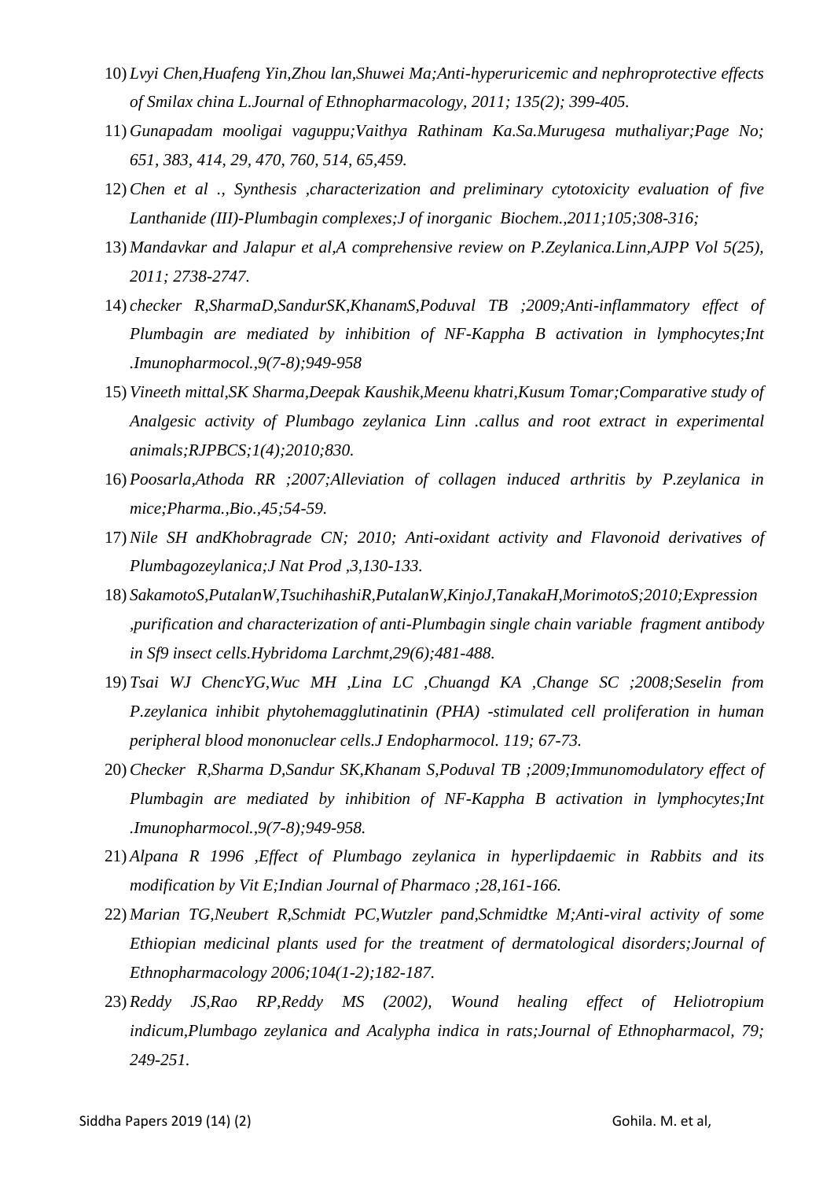10) *Lvyi Chen,Huafeng Yin,Zhou lan,Shuwei Ma;Anti-hyperuricemic and nephroprotective effects of Smilax china L.Journal of Ethnopharmacology, 2011; 135(2); 399-405.*
11) *Gunapadam mooligai vaguppu;Vaithya Rathinam Ka.Sa.Murugesa muthaliyar;Page No; 651, 383, 414, 29, 470, 760, 514, 65,459.*
12) *Chen et al ., Synthesis ,characterization and preliminary cytotoxicity evaluation of five Lanthanide (III)-Plumbagin complexes;J of inorganic Biochem.,2011;105;308-316;*
13) *Mandavkar and Jalapur et al,A comprehensive review on P.Zeylanica.Linn,AJPP Vol 5(25), 2011; 2738-2747.*
14) *checker R,SharmaD,SandurSK,KhanamS,Poduval TB ;2009;Anti-inflammatory effect of Plumbagin are mediated by inhibition of NF-Kappha B activation in lymphocytes;Int .Imunopharmocol.,9(7-8);949-958*
15) *Vineeth mittal,SK Sharma,Deepak Kaushik,Meenu khatri,Kusum Tomar;Comparative study of Analgesic activity of Plumbago zeylanica Linn .callus and root extract in experimental animals;RJPBCS;1(4);2010;830.*
16) *Poosarla,Athoda RR ;2007;Alleviation of collagen induced arthritis by P.zeylanica in mice;Pharma.,Bio.,45;54-59.*
17) *Nile SH andKhobragrade CN; 2010; Anti-oxidant activity and Flavonoid derivatives of Plumbagozeylanica;J Nat Prod ,3,130-133.*
18) *SakamotoS,PutalanW,TsuchihashiR,PutalanW,KinjoJ,TanakaH,MorimotoS;2010;Expression ,purification and characterization of anti-Plumbagin single chain variable fragment antibody in Sf9 insect cells.Hybridoma Larchmt,29(6);481-488.*
19) *Tsai WJ ChencYG,Wuc MH ,Lina LC ,Chuangd KA ,Change SC ;2008;Seselin from P.zeylanica inhibit phytohemagglutinatinin (PHA) -stimulated cell proliferation in human peripheral blood mononuclear cells.J Endopharmocol. 119; 67-73.*
20) *Checker R,Sharma D,Sandur SK,Khanam S,Poduval TB ;2009;Immunomodulatory effect of Plumbagin are mediated by inhibition of NF-Kappha B activation in lymphocytes;Int .Imunopharmocol.,9(7-8);949-958.*
21) *Alpana R 1996 ,Effect of Plumbago zeylanica in hyperlipdaemic in Rabbits and its modification by Vit E;Indian Journal of Pharmaco ;28,161-166.*
22) *Marian TG,Neubert R,Schmidt PC,Wutzler pand,Schmidtke M;Anti-viral activity of some Ethiopian medicinal plants used for the treatment of dermatological disorders;Journal of Ethnopharmacology 2006;104(1-2);182-187.*
23) *Reddy JS,Rao RP,Reddy MS (2002), Wound healing effect of Heliotropium indicum,Plumbago zeylanica and Acalypha indica in rats;Journal of Ethnopharmacol, 79; 249-251.*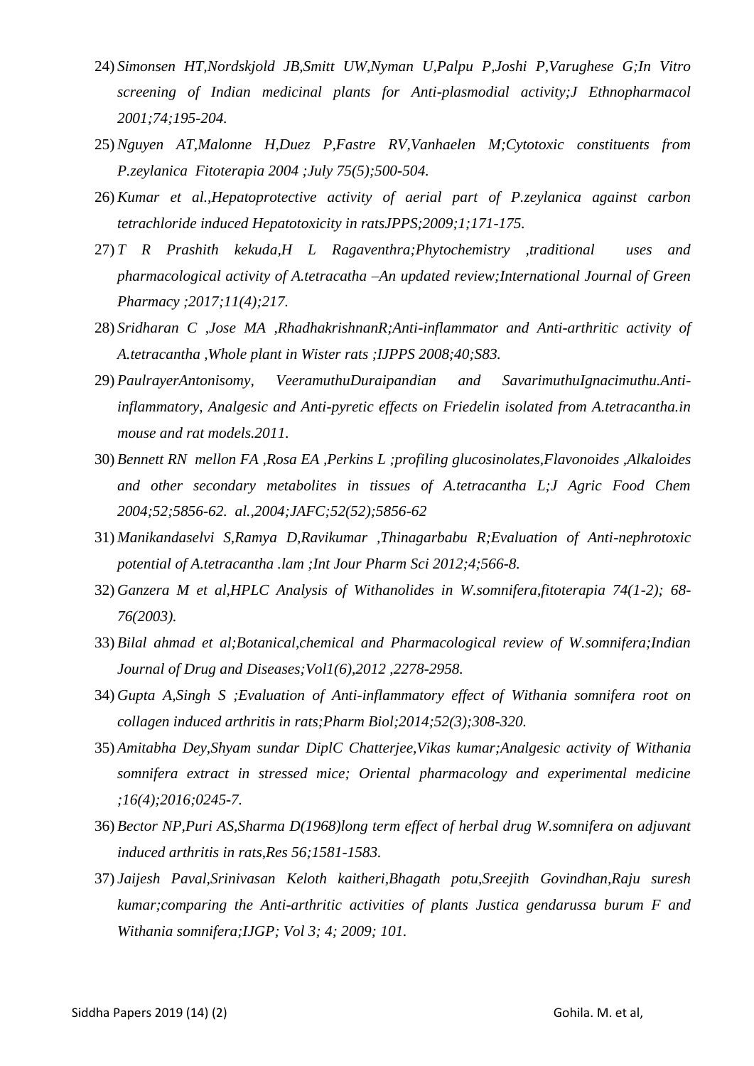24) *Simonsen HT,Nordskjold JB,Smitt UW,Nyman U,Palpu P,Joshi P,Varughese G;In Vitro screening of Indian medicinal plants for Anti-plasmodial activity;J Ethnopharmacol 2001;74;195-204.*
25) *Nguyen AT,Malonne H,Duez P,Fastre RV,Vanhaelen M;Cytotoxic constituents from P.zeylanica Fitoterapia 2004 ;July 75(5);500-504.*
26) *Kumar et al.,Hepatoprotective activity of aerial part of P.zeylanica against carbon tetrachloride induced Hepatotoxicity in ratsJPPS;2009;1;171-175.*
27) *T R Prashith kekuda,H L Ragaventhra;Phytochemistry ,traditional uses and pharmacological activity of A.tetracatha –An updated review;International Journal of Green Pharmacy ;2017;11(4);217.*
28) *Sridharan C ,Jose MA ,RhadhakrishnanR;Anti-inflammator and Anti-arthritic activity of A.tetracantha ,Whole plant in Wister rats ;IJPPS 2008;40;S83.*
29) *PaulrayerAntonisomy, VeeramuthuDuraipandian and SavarimuthuIgnacimuthu.Anti-inflammatory, Analgesic and Anti-pyretic effects on Friedelin isolated from A.tetracantha.in mouse and rat models.2011.*
30) *Bennett RN mellon FA ,Rosa EA ,Perkins L ;profiling glucosinolates,Flavonoides ,Alkaloides and other secondary metabolites in tissues of A.tetracantha L;J Agric Food Chem 2004;52;5856-62. al.,2004;JAFC;52(52);5856-62*
31) *Manikandaselvi S,Ramya D,Ravikumar ,Thinagarbabu R;Evaluation of Anti-nephrotoxic potential of A.tetracantha .lam ;Int Jour Pharm Sci 2012;4;566-8.*
32) *Ganzera M et al,HPLC Analysis of Withanolides in W.somnifera,fitoterapia 74(1-2); 68-76(2003).*
33) *Bilal ahmad et al;Botanical,chemical and Pharmacological review of W.somnifera;Indian Journal of Drug and Diseases;Vol1(6),2012 ,2278-2958.*
34) *Gupta A,Singh S ;Evaluation of Anti-inflammatory effect of Withania somnifera root on collagen induced arthritis in rats;Pharm Biol;2014;52(3);308-320.*
35) *Amitabha Dey,Shyam sundar DiplC Chatterjee,Vikas kumar;Analgesic activity of Withania somnifera extract in stressed mice; Oriental pharmacology and experimental medicine ;16(4);2016;0245-7.*
36) *Bector NP,Puri AS,Sharma D(1968)long term effect of herbal drug W.somnifera on adjuvant induced arthritis in rats,Res 56;1581-1583.*
37) *Jaijesh Paval,Srinivasan Keloth kaitheri,Bhagath potu,Sreejith Govindhan,Raju suresh kumar;comparing the Anti-arthritic activities of plants Justica gendarussa burum F and Withania somnifera;IJGP; Vol 3; 4; 2009; 101.*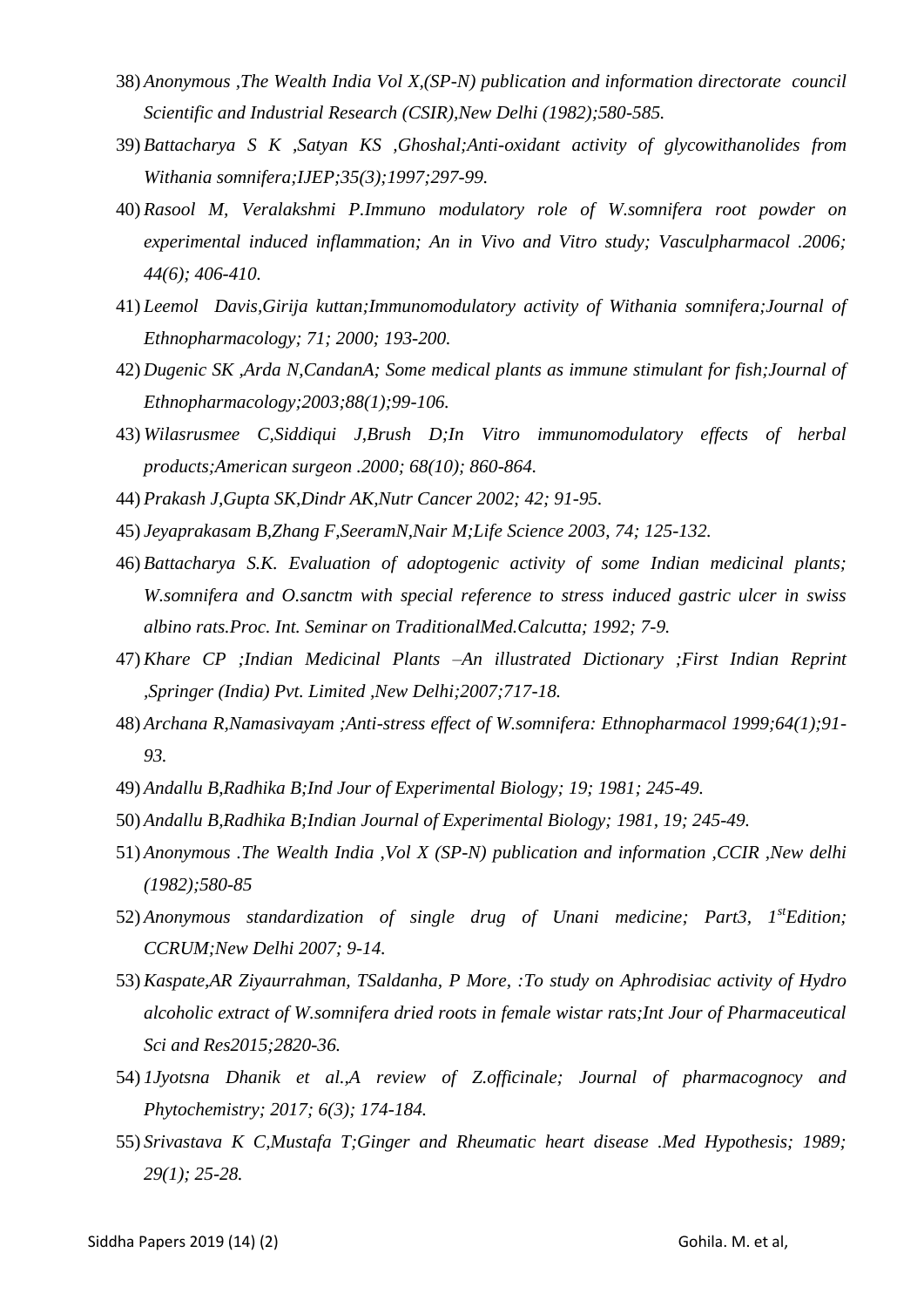38) *Anonymous ,The Wealth India Vol X,(SP-N) publication and information directorate council Scientific and Industrial Research (CSIR),New Delhi (1982);580-585.*
39) *Battacharya S K ,Satyan KS ,Ghoshal;Anti-oxidant activity of glycowithanolides from Withania somnifera;IJEP;35(3);1997;297-99.*
40) *Rasool M, Veralakshmi P.Immuno modulatory role of W.somnifera root powder on experimental induced inflammation; An in Vivo and Vitro study; Vasculpharmacol .2006; 44(6); 406-410.*
41) *Leemol Davis,Girija kuttan;Immunomodulatory activity of Withania somnifera;Journal of Ethnopharmacology; 71; 2000; 193-200.*
42) *Dugenic SK ,Arda N,CandanA; Some medical plants as immune stimulant for fish;Journal of Ethnopharmacology;2003;88(1);99-106.*
43) *Wilasrusmee C,Siddiqui J,Brush D;In Vitro immunomodulatory effects of herbal products;American surgeon .2000; 68(10); 860-864.*
44) *Prakash J,Gupta SK,Dindr AK,Nutr Cancer 2002; 42; 91-95.*
45) *Jeyaprakasam B,Zhang F,SeeramN,Nair M;Life Science 2003, 74; 125-132.*
46) *Battacharya S.K. Evaluation of adoptogenic activity of some Indian medicinal plants; W.somnifera and O.sanctm with special reference to stress induced gastric ulcer in swiss albino rats.Proc. Int. Seminar on TraditionalMed.Calcutta; 1992; 7-9.*
47) *Khare CP ;Indian Medicinal Plants –An illustrated Dictionary ;First Indian Reprint ,Springer (India) Pvt. Limited ,New Delhi;2007;717-18.*
48) *Archana R,Namasivayam ;Anti-stress effect of W.somnifera: Ethnopharmacol 1999;64(1);91-93.*
49) *Andallu B,Radhika B;Ind Jour of Experimental Biology; 19; 1981; 245-49.*
50) *Andallu B,Radhika B;Indian Journal of Experimental Biology; 1981, 19; 245-49.*
51) *Anonymous .The Wealth India ,Vol X (SP-N) publication and information ,CCIR ,New delhi (1982);580-85*
52) *Anonymous standardization of single drug of Unani medicine; Part3, 1st Edition; CCRUM;New Delhi 2007; 9-14.*
53) *Kaspate,AR Ziyaurrahman, TSaldanha, P More, :To study on Aphrodisiac activity of Hydro alcoholic extract of W.somnifera dried roots in female wistar rats;Int Jour of Pharmaceutical Sci and Res2015;2820-36.*
54) *1Jyotsna Dhanik et al.,A review of Z.officinale; Journal of pharmacognocy and Phytochemistry; 2017; 6(3); 174-184.*
55) *Srivastava K C,Mustafa T;Ginger and Rheumatic heart disease .Med Hypothesis; 1989; 29(1); 25-28.*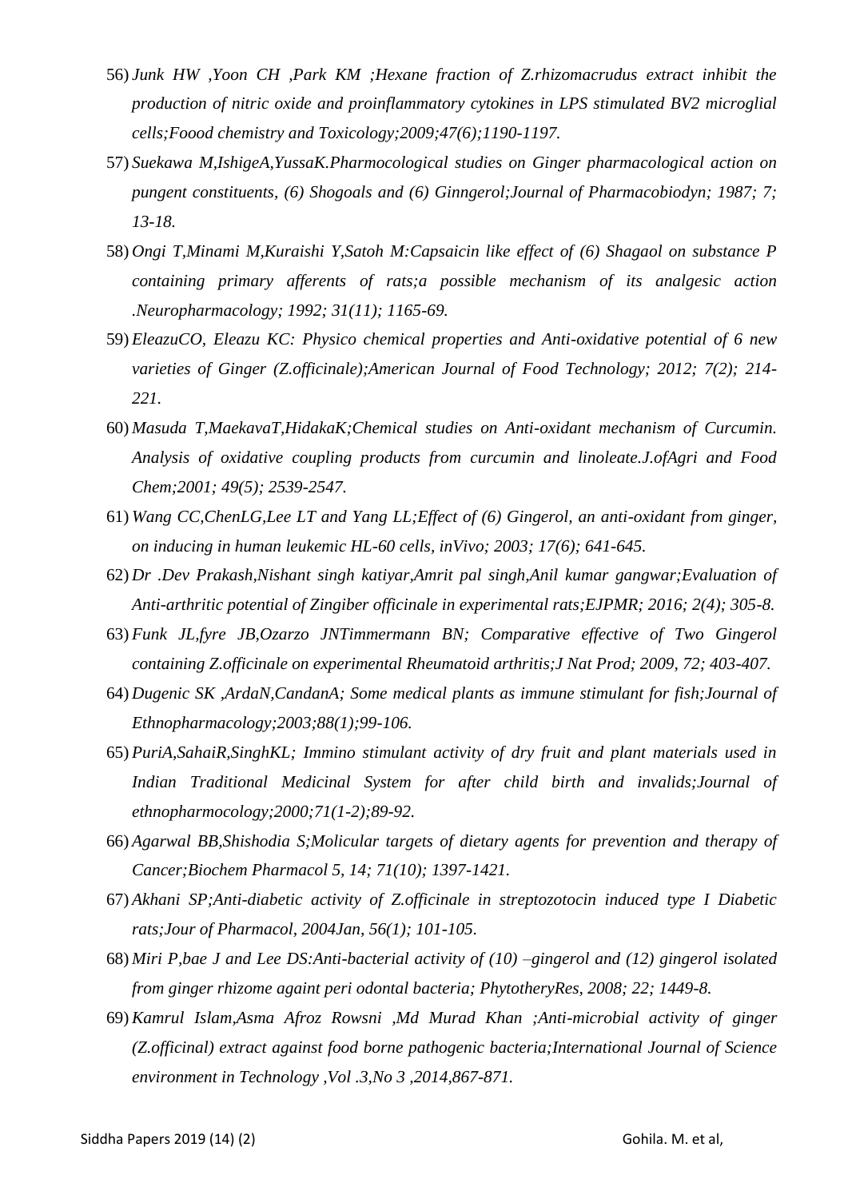56) *Junk HW ,Yoon CH ,Park KM ;Hexane fraction of Z.rhizomacrudus extract inhibit the production of nitric oxide and proinflammatory cytokines in LPS stimulated BV2 microglial cells;Foood chemistry and Toxicology;2009;47(6);1190-1197.*

57) *Suekawa M,IshigeA,YussaK.Pharmocological studies on Ginger pharmacological action on pungent constituents, (6) Shogoals and (6) Ginngerol;Journal of Pharmacobiodyn; 1987; 7; 13-18.*

58) *Ongi T,Minami M,Kuraishi Y,Satoh M:Capsaicin like effect of (6) Shagaol on substance P containing primary afferents of rats;a possible mechanism of its analgesic action .Neuropharmacology; 1992; 31(11); 1165-69.*

59) *EleazuCO, Eleazu KC: Physico chemical properties and Anti-oxidative potential of 6 new varieties of Ginger (Z.officinale);American Journal of Food Technology; 2012; 7(2); 214-221.*

60) *Masuda T,MaekavaT,HidakaK;Chemical studies on Anti-oxidant mechanism of Curcumin. Analysis of oxidative coupling products from curcumin and linoleate.J.ofAgri and Food Chem;2001; 49(5); 2539-2547.*

61) *Wang CC,ChenLG,Lee LT and Yang LL;Effect of (6) Gingerol, an anti-oxidant from ginger, on inducing in human leukemic HL-60 cells, inVivo; 2003; 17(6); 641-645.*

62) *Dr .Dev Prakash,Nishant singh katiyar,Amrit pal singh,Anil kumar gangwar;Evaluation of Anti-arthritic potential of Zingiber officinale in experimental rats;EJPMR; 2016; 2(4); 305-8.*

63) *Funk JL,fyre JB,Ozarzo JNTimmermann BN; Comparative effective of Two Gingerol containing Z.officinale on experimental Rheumatoid arthritis;J Nat Prod; 2009, 72; 403-407.*

64) *Dugenic SK ,ArdaN,CandanA; Some medical plants as immune stimulant for fish;Journal of Ethnopharmacology;2003;88(1);99-106.*

65) *PuriA,SahaiR,SinghKL; Immino stimulant activity of dry fruit and plant materials used in Indian Traditional Medicinal System for after child birth and invalids;Journal of ethnopharmocology;2000;71(1-2);89-92.*

66) *Agarwal BB,Shishodia S;Molicular targets of dietary agents for prevention and therapy of Cancer;Biochem Pharmacol 5, 14; 71(10); 1397-1421.*

67) *Akhani SP;Anti-diabetic activity of Z.officinale in streptozotocin induced type I Diabetic rats;Jour of Pharmacol, 2004Jan, 56(1); 101-105.*

68) *Miri P,bae J and Lee DS:Anti-bacterial activity of (10) –gingerol and (12) gingerol isolated from ginger rhizome againt peri odontal bacteria; PhytotheryRes, 2008; 22; 1449-8.*

69) *Kamrul Islam,Asma Afroz Rowsni ,Md Murad Khan ;Anti-microbial activity of ginger (Z.officinal) extract against food borne pathogenic bacteria;International Journal of Science environment in Technology ,Vol .3,No 3 ,2014,867-871.*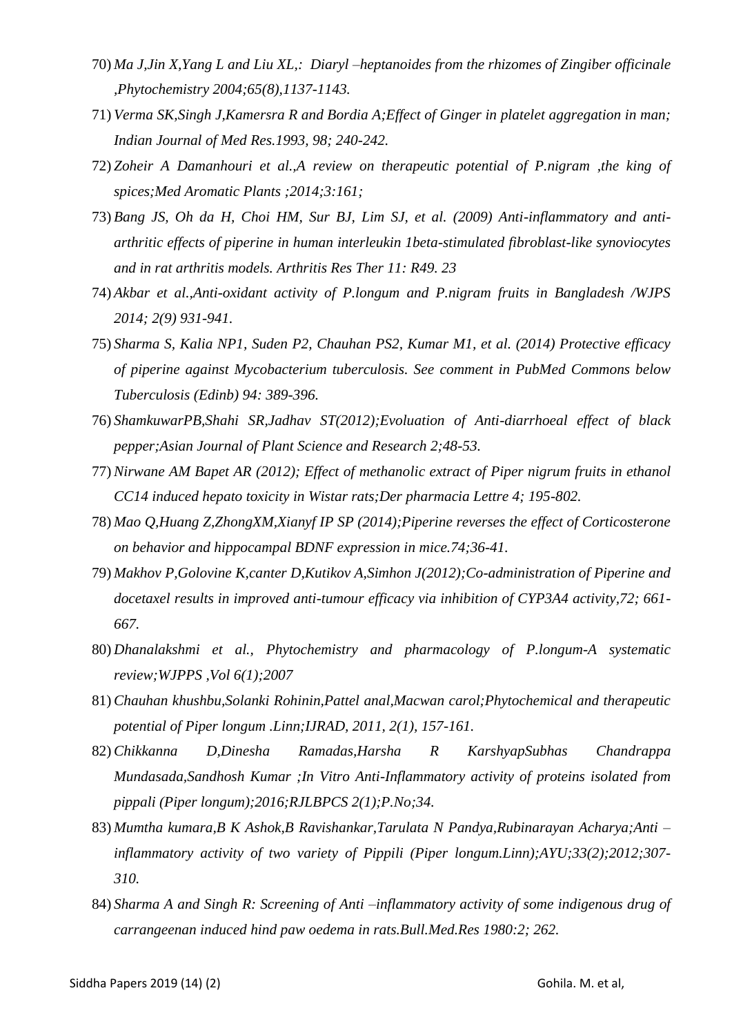70) *Ma J,Jin X,Yang L and Liu XL,: Diaryl –heptanoides from the rhizomes of Zingiber officinale ,Phytochemistry 2004;65(8),1137-1143.*
71) *Verma SK,Singh J,Kamersra R and Bordia A;Effect of Ginger in platelet aggregation in man; Indian Journal of Med Res.1993, 98; 240-242.*
72) *Zoheir A Damanhouri et al.,A review on therapeutic potential of P.nigram ,the king of spices;Med Aromatic Plants ;2014;3:161;*
73) *Bang JS, Oh da H, Choi HM, Sur BJ, Lim SJ, et al. (2009) Anti-inflammatory and anti-arthritic effects of piperine in human interleukin 1beta-stimulated fibroblast-like synoviocytes and in rat arthritis models. Arthritis Res Ther 11: R49. 23*
74) *Akbar et al.,Anti-oxidant activity of P.longum and P.nigram fruits in Bangladesh /WJPS 2014; 2(9) 931-941.*
75) *Sharma S, Kalia NP1, Suden P2, Chauhan PS2, Kumar M1, et al. (2014) Protective efficacy of piperine against Mycobacterium tuberculosis. See comment in PubMed Commons below Tuberculosis (Edinb) 94: 389-396.*
76) *ShamkuwarPB,Shahi SR,Jadhav ST(2012);Evoluation of Anti-diarrhoeal effect of black pepper;Asian Journal of Plant Science and Research 2;48-53.*
77) *Nirwane AM Bapet AR (2012); Effect of methanolic extract of Piper nigrum fruits in ethanol CC14 induced hepato toxicity in Wistar rats;Der pharmacia Lettre 4; 195-802.*
78) *Mao Q,Huang Z,ZhongXM,Xianyf IP SP (2014);Piperine reverses the effect of Corticosterone on behavior and hippocampal BDNF expression in mice.74;36-41.*
79) *Makhov P,Golovine K,canter D,Kutikov A,Simhon J(2012);Co-administration of Piperine and docetaxel results in improved anti-tumour efficacy via inhibition of CYP3A4 activity,72; 661-667.*
80) *Dhanalakshmi et al., Phytochemistry and pharmacology of P.longum-A systematic review;WJPPS ,Vol 6(1);2007*
81) *Chauhan khushbu,Solanki Rohinin,Pattel anal,Macwan carol;Phytochemical and therapeutic potential of Piper longum .Linn;IJRAD, 2011, 2(1), 157-161.*
82) *Chikkanna D,Dinesha Ramadas,Harsha R KarshyapSubhas Chandrappa Mundasada,Sandhosh Kumar ;In Vitro Anti-Inflammatory activity of proteins isolated from pippali (Piper longum);2016;RJLBPCS 2(1);P.No;34.*
83) *Mumtha kumara,B K Ashok,B Ravishankar,Tarulata N Pandya,Rubinarayan Acharya;Anti –inflammatory activity of two variety of Pippili (Piper longum.Linn);AYU;33(2);2012;307-310.*
84) *Sharma A and Singh R: Screening of Anti –inflammatory activity of some indigenous drug of carrangeenan induced hind paw oedema in rats.Bull.Med.Res 1980:2; 262.*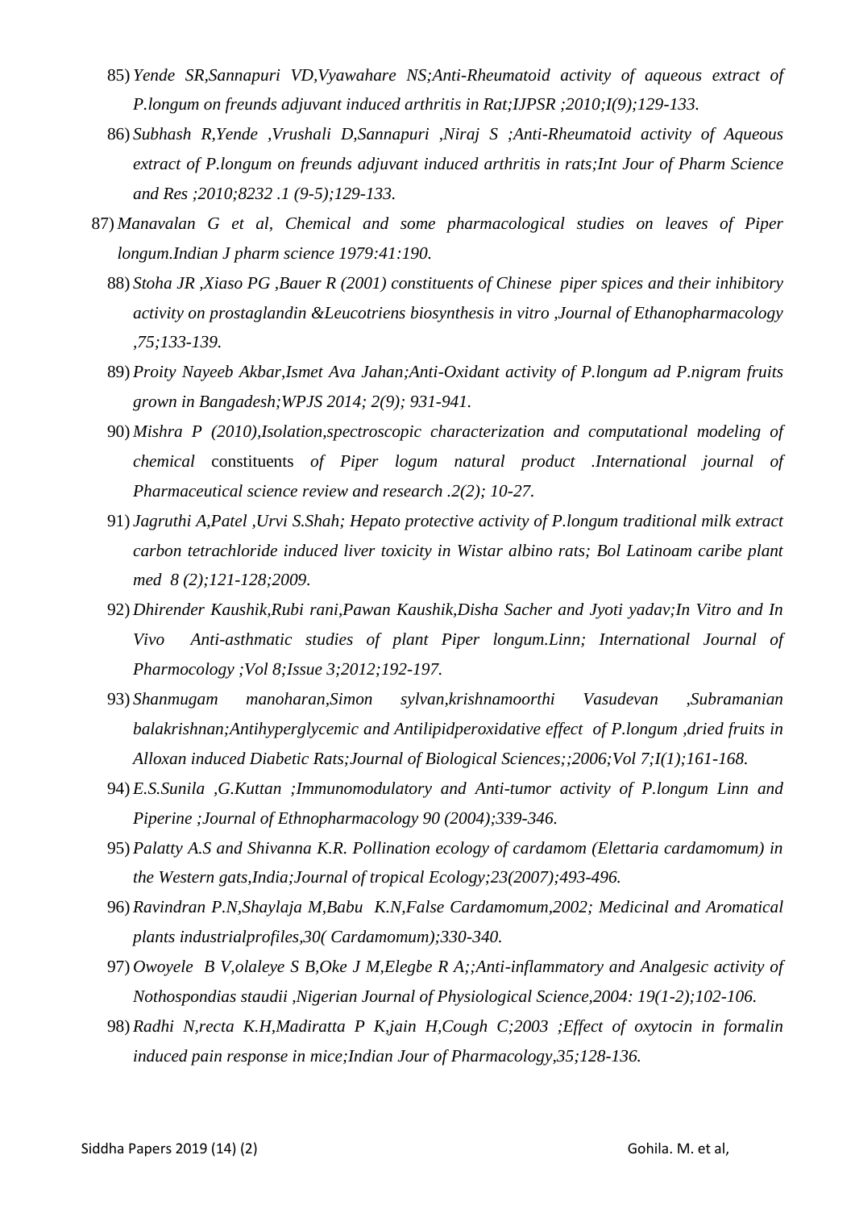85) *Yende SR,Sannapuri VD,Vyawahare NS;Anti-Rheumatoid activity of aqueous extract of P.longum on freunds adjuvant induced arthritis in Rat;IJPSR ;2010;I(9);129-133.*

86) *Subhash R,Yende ,Vrushali D,Sannapuri ,Niraj S ;Anti-Rheumatoid activity of Aqueous extract of P.longum on freunds adjuvant induced arthritis in rats;Int Jour of Pharm Science and Res ;2010;8232 .1 (9-5);129-133.*

87) *Manavalan G et al, Chemical and some pharmacological studies on leaves of Piper longum.Indian J pharm science 1979:41:190.*

88) *Stoha JR ,Xiaso PG ,Bauer R (2001) constituents of Chinese piper spices and their inhibitory activity on prostaglandin &Leucotriens biosynthesis in vitro ,Journal of Ethanopharmacology ,75;133-139.*

89) *Proity Nayeeb Akbar,Ismet Ava Jahan;Anti-Oxidant activity of P.longum ad P.nigram fruits grown in Bangadesh;WPJS 2014; 2(9); 931-941.*

90) *Mishra P (2010),Isolation,spectroscopic characterization and computational modeling of chemical* constituents *of Piper logum natural product .International journal of Pharmaceutical science review and research .2(2); 10-27.*

91) *Jagruthi A,Patel ,Urvi S.Shah; Hepato protective activity of P.longum traditional milk extract carbon tetrachloride induced liver toxicity in Wistar albino rats; Bol Latinoam caribe plant med 8 (2);121-128;2009.*

92) *Dhirender Kaushik,Rubi rani,Pawan Kaushik,Disha Sacher and Jyoti yadav;In Vitro and In Vivo Anti-asthmatic studies of plant Piper longum.Linn; International Journal of Pharmocology ;Vol 8;Issue 3;2012;192-197.*

93) *Shanmugam manoharan,Simon sylvan,krishnamoorthi Vasudevan ,Subramanian balakrishnan;Antihyperglycemic and Antilipidperoxidative effect of P.longum ,dried fruits in Alloxan induced Diabetic Rats;Journal of Biological Sciences;;2006;Vol 7;I(1);161-168.*

94) *E.S.Sunila ,G.Kuttan ;Immunomodulatory and Anti-tumor activity of P.longum Linn and Piperine ;Journal of Ethnopharmacology 90 (2004);339-346.*

95) *Palatty A.S and Shivanna K.R. Pollination ecology of cardamom (Elettaria cardamomum) in the Western gats,India;Journal of tropical Ecology;23(2007);493-496.*

96) *Ravindran P.N,Shaylaja M,Babu K.N,False Cardamomum,2002; Medicinal and Aromatical plants industrialprofiles,30( Cardamomum);330-340.*

97) *Owoyele B V,olaleye S B,Oke J M,Elegbe R A;;Anti-inflammatory and Analgesic activity of Nothospondias staudii ,Nigerian Journal of Physiological Science,2004: 19(1-2);102-106.*

98) *Radhi N,recta K.H,Madiratta P K,jain H,Cough C;2003 ;Effect of oxytocin in formalin induced pain response in mice;Indian Jour of Pharmacology,35;128-136.*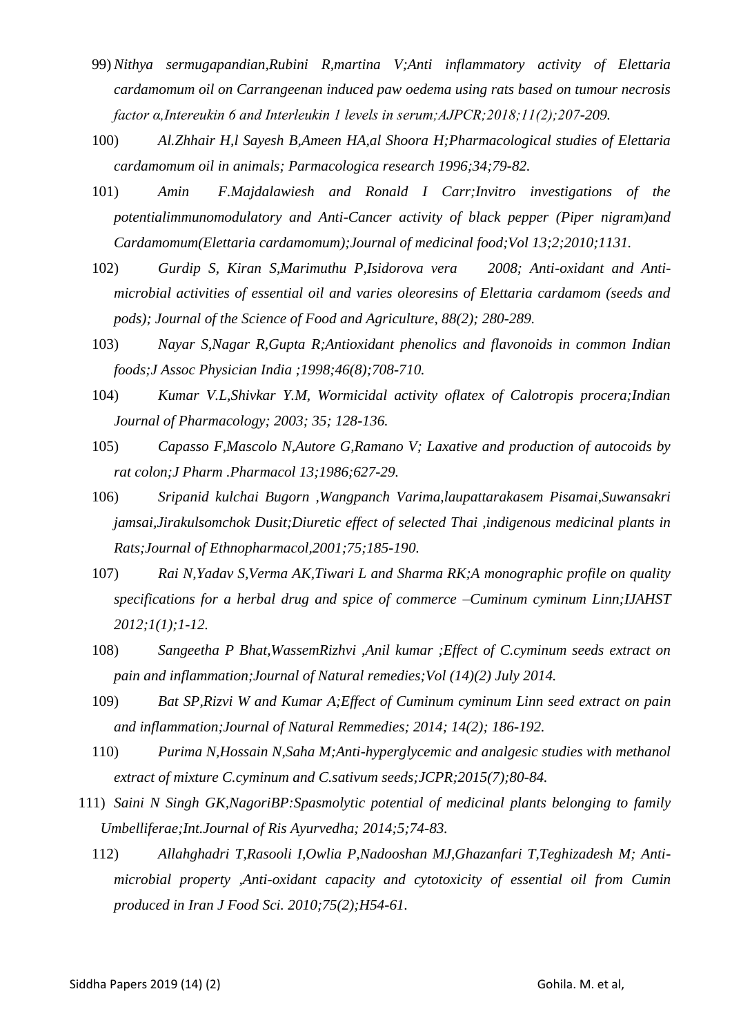99) *Nithya sermugapandian,Rubini R,martina V;Anti inflammatory activity of Elettaria cardamomum oil on Carrangeenan induced paw oedema using rats based on tumour necrosis factor α,Intereukin 6 and Interleukin 1 levels in serum;AJPCR;2018;11(2);207-209.*

100) *Al.Zhhair H,l Sayesh B,Ameen HA,al Shoora H;Pharmacological studies of Elettaria cardamomum oil in animals; Parmacologica research 1996;34;79-82.*

101) *Amin F.Majdalawiesh and Ronald I Carr;Invitro investigations of the potentialimmunomodulatory and Anti-Cancer activity of black pepper (Piper nigram)and Cardamomum(Elettaria cardamomum);Journal of medicinal food;Vol 13;2;2010;1131.*

102) *Gurdip S, Kiran S,Marimuthu P,Isidorova vera 2008; Anti-oxidant and Anti-microbial activities of essential oil and varies oleoresins of Elettaria cardamom (seeds and pods); Journal of the Science of Food and Agriculture, 88(2); 280-289.*

103) *Nayar S,Nagar R,Gupta R;Antioxidant phenolics and flavonoids in common Indian foods;J Assoc Physician India ;1998;46(8);708-710.*

104) *Kumar V.L,Shivkar Y.M, Wormicidal activity oflatex of Calotropis procera;Indian Journal of Pharmacology; 2003; 35; 128-136.*

105) *Capasso F,Mascolo N,Autore G,Ramano V; Laxative and production of autocoids by rat colon;J Pharm .Pharmacol 13;1986;627-29.*

106) *Sripanid kulchai Bugorn ,Wangpanch Varima,laupattarakasem Pisamai,Suwansakri jamsai,Jirakulsomchok Dusit;Diuretic effect of selected Thai ,indigenous medicinal plants in Rats;Journal of Ethnopharmacol,2001;75;185-190.*

107) *Rai N,Yadav S,Verma AK,Tiwari L and Sharma RK;A monographic profile on quality specifications for a herbal drug and spice of commerce –Cuminum cyminum Linn;IJAHST 2012;1(1);1-12.*

108) *Sangeetha P Bhat,WassemRizhvi ,Anil kumar ;Effect of C.cyminum seeds extract on pain and inflammation;Journal of Natural remedies;Vol (14)(2) July 2014.*

109) *Bat SP,Rizvi W and Kumar A;Effect of Cuminum cyminum Linn seed extract on pain and inflammation;Journal of Natural Remmedies; 2014; 14(2); 186-192.*

110) *Purima N,Hossain N,Saha M;Anti-hyperglycemic and analgesic studies with methanol extract of mixture C.cyminum and C.sativum seeds;JCPR;2015(7);80-84.*

111) *Saini N Singh GK,NagoriBP:Spasmolytic potential of medicinal plants belonging to family Umbelliferae;Int.Journal of Ris Ayurvedha; 2014;5;74-83.*

112) *Allahghadri T,Rasooli I,Owlia P,Nadooshan MJ,Ghazanfari T,Teghizadesh M; Anti-microbial property ,Anti-oxidant capacity and cytotoxicity of essential oil from Cumin produced in Iran J Food Sci. 2010;75(2);H54-61.*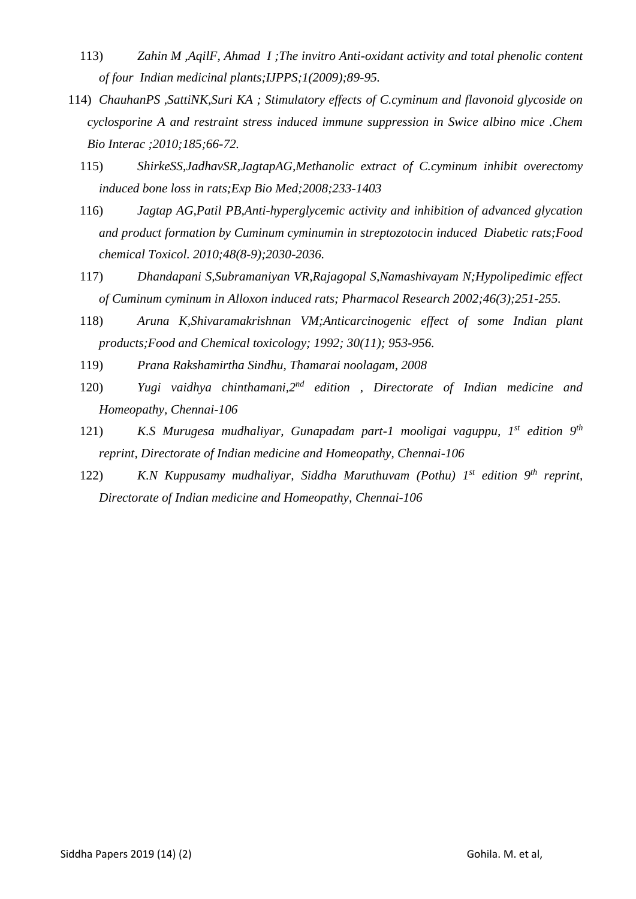113) *Zahin M ,AqilF, Ahmad I ;The invitro Anti-oxidant activity and total phenolic content of four Indian medicinal plants;IJPPS;1(2009);89-95.*

114) *ChauhanPS ,SattiNK,Suri KA ; Stimulatory effects of C.cyminum and flavonoid glycoside on cyclosporine A and restraint stress induced immune suppression in Swice albino mice .Chem Bio Interac ;2010;185;66-72.*

115) *ShirkeSS,JadhavSR,JagtapAG,Methanolic extract of C.cyminum inhibit overectomy induced bone loss in rats;Exp Bio Med;2008;233-1403*

116) *Jagtap AG,Patil PB,Anti-hyperglycemic activity and inhibition of advanced glycation and product formation by Cuminum cyminumin in streptozotocin induced Diabetic rats;Food chemical Toxicol. 2010;48(8-9);2030-2036.*

117) *Dhandapani S,Subramaniyan VR,Rajagopal S,Namashivayam N;Hypolipedimic effect of Cuminum cyminum in Alloxon induced rats; Pharmacol Research 2002;46(3);251-255.*

118) *Aruna K,Shivaramakrishnan VM;Anticarcinogenic effect of some Indian plant products;Food and Chemical toxicology; 1992; 30(11); 953-956.*

119) *Prana Rakshamirtha Sindhu, Thamarai noolagam, 2008*

120) *Yugi vaidhya chinthamani,2nd edition , Directorate of Indian medicine and Homeopathy, Chennai-106*

121) *K.S Murugesa mudhaliyar, Gunapadam part-1 mooligai vaguppu, 1st edition 9th reprint, Directorate of Indian medicine and Homeopathy, Chennai-106*

122) *K.N Kuppusamy mudhaliyar, Siddha Maruthuvam (Pothu) 1st edition 9th reprint, Directorate of Indian medicine and Homeopathy, Chennai-106*